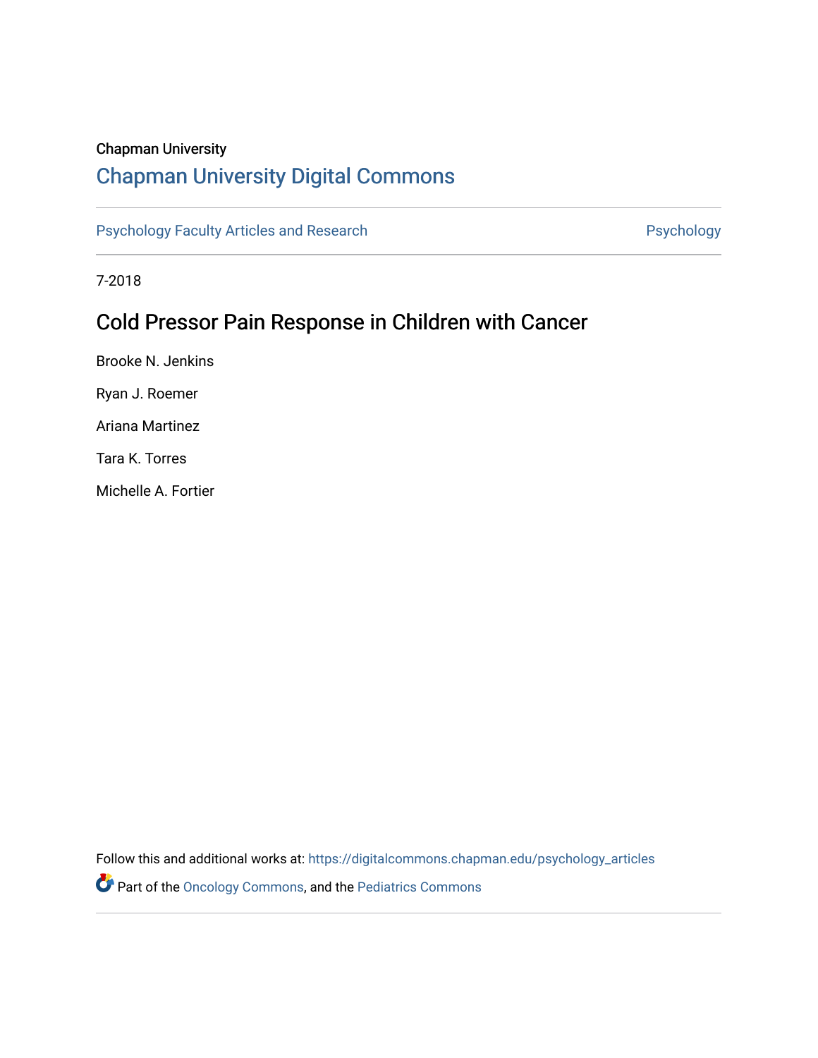Chapman University

## Chapman University Digital Commons

Psychology Faculty Articles and Research

Psychology

7-2018

# Cold Pressor Pain Response in Children with Cancer

Brooke N. Jenkins

Ryan J. Roemer

Ariana Martinez

Tara K. Torres

Michelle A. Fortier

Follow this and additional works at: https://digitalcommons.chapman.edu/psychology_articles

Part of the Oncology Commons, and the Pediatrics Commons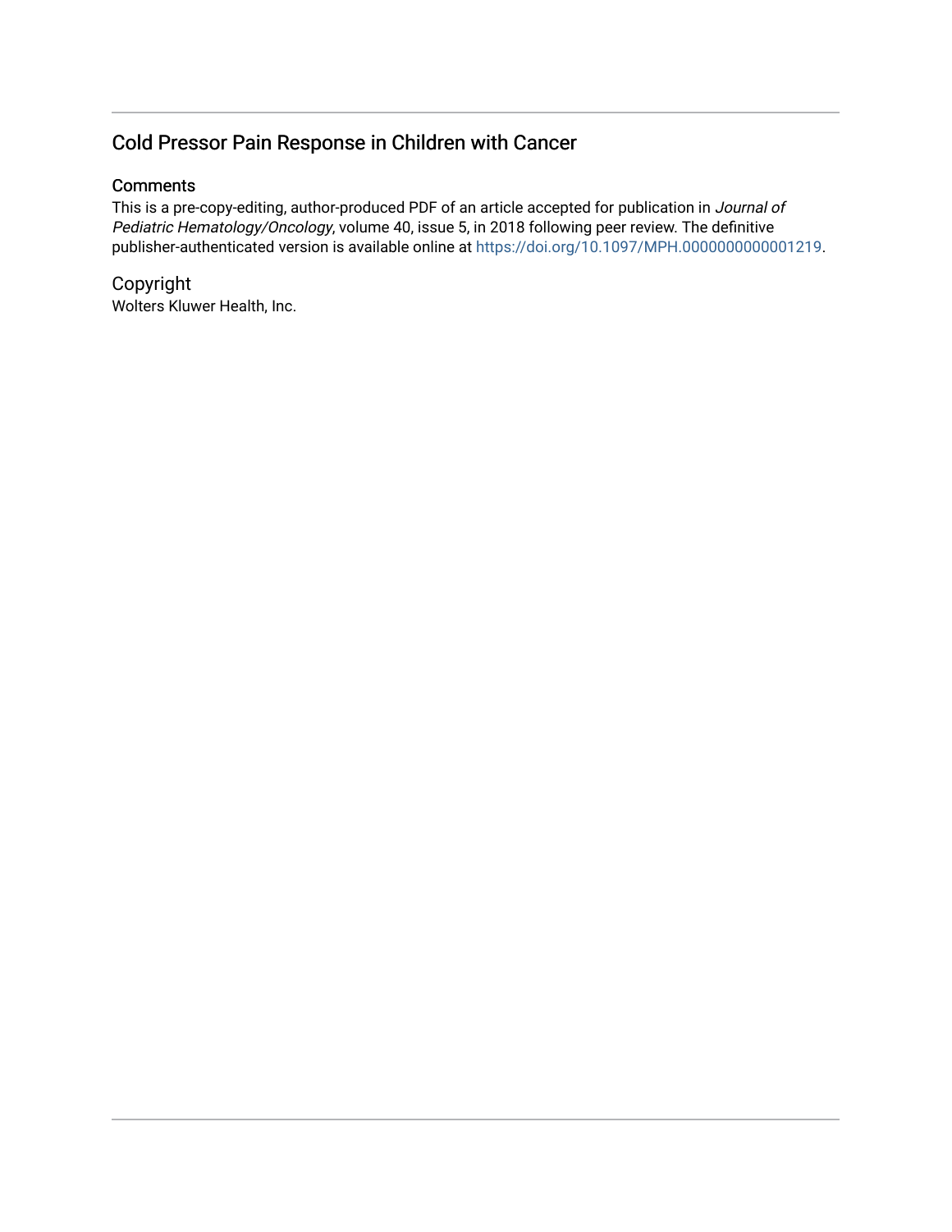## Cold Pressor Pain Response in Children with Cancer

### Comments

This is a pre-copy-editing, author-produced PDF of an article accepted for publication in *Journal of Pediatric Hematology/Oncology*, volume 40, issue 5, in 2018 following peer review. The definitive publisher-authenticated version is available online at https://doi.org/10.1097/MPH.0000000000001219.

### Copyright

Wolters Kluwer Health, Inc.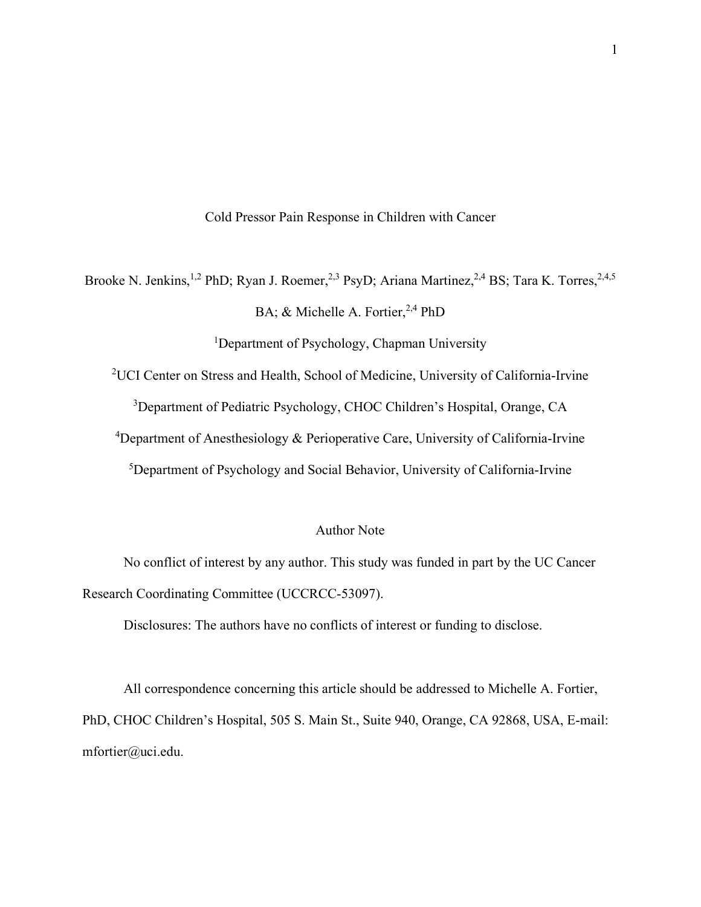# Cold Pressor Pain Response in Children with Cancer

Brooke N. Jenkins,[1,2] PhD; Ryan J. Roemer,[2,3] PsyD; Ariana Martinez,[2,4] BS; Tara K. Torres,[2,4,5] BA; & Michelle A. Fortier,[2,4] PhD

[1]Department of Psychology, Chapman University

[2]UCI Center on Stress and Health, School of Medicine, University of California-Irvine

[3]Department of Pediatric Psychology, CHOC Children's Hospital, Orange, CA

[4]Department of Anesthesiology & Perioperative Care, University of California-Irvine

[5]Department of Psychology and Social Behavior, University of California-Irvine

## Author Note

No conflict of interest by any author. This study was funded in part by the UC Cancer Research Coordinating Committee (UCCRCC-53097).

Disclosures: The authors have no conflicts of interest or funding to disclose.

All correspondence concerning this article should be addressed to Michelle A. Fortier, PhD, CHOC Children's Hospital, 505 S. Main St., Suite 940, Orange, CA 92868, USA, E-mail: mfortier@uci.edu.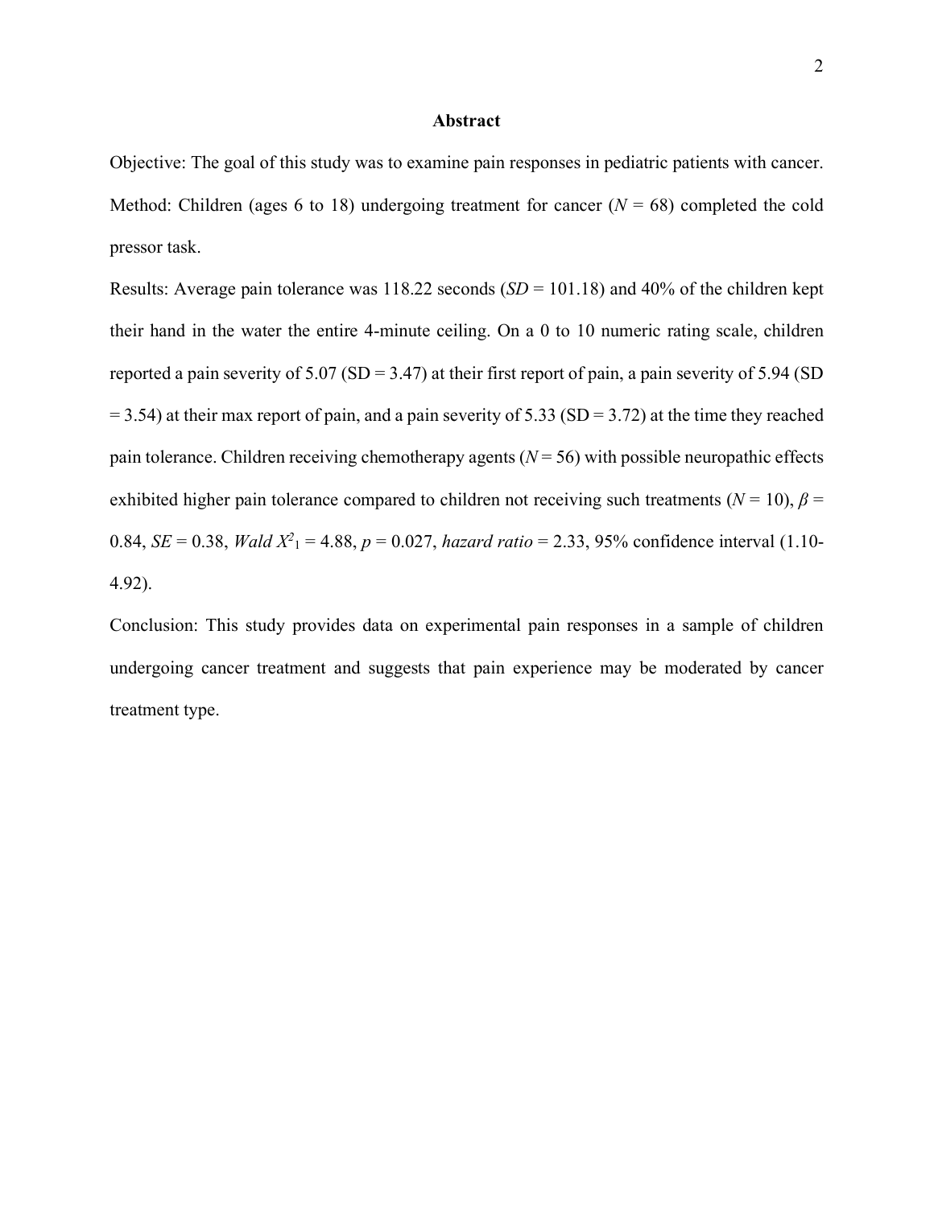## Abstract

Objective: The goal of this study was to examine pain responses in pediatric patients with cancer.

Method: Children (ages 6 to 18) undergoing treatment for cancer ($N$ = 68) completed the cold pressor task.

Results: Average pain tolerance was 118.22 seconds ($SD$ = 101.18) and 40% of the children kept their hand in the water the entire 4-minute ceiling. On a 0 to 10 numeric rating scale, children reported a pain severity of 5.07 (SD = 3.47) at their first report of pain, a pain severity of 5.94 (SD = 3.54) at their max report of pain, and a pain severity of 5.33 (SD = 3.72) at the time they reached pain tolerance. Children receiving chemotherapy agents ($N$ = 56) with possible neuropathic effects exhibited higher pain tolerance compared to children not receiving such treatments ($N$ = 10), $\beta$ = 0.84, $SE$ = 0.38, *Wald* $X^2_1$ = 4.88, $p$ = 0.027, *hazard ratio* = 2.33, 95% confidence interval (1.10-4.92).

Conclusion: This study provides data on experimental pain responses in a sample of children undergoing cancer treatment and suggests that pain experience may be moderated by cancer treatment type.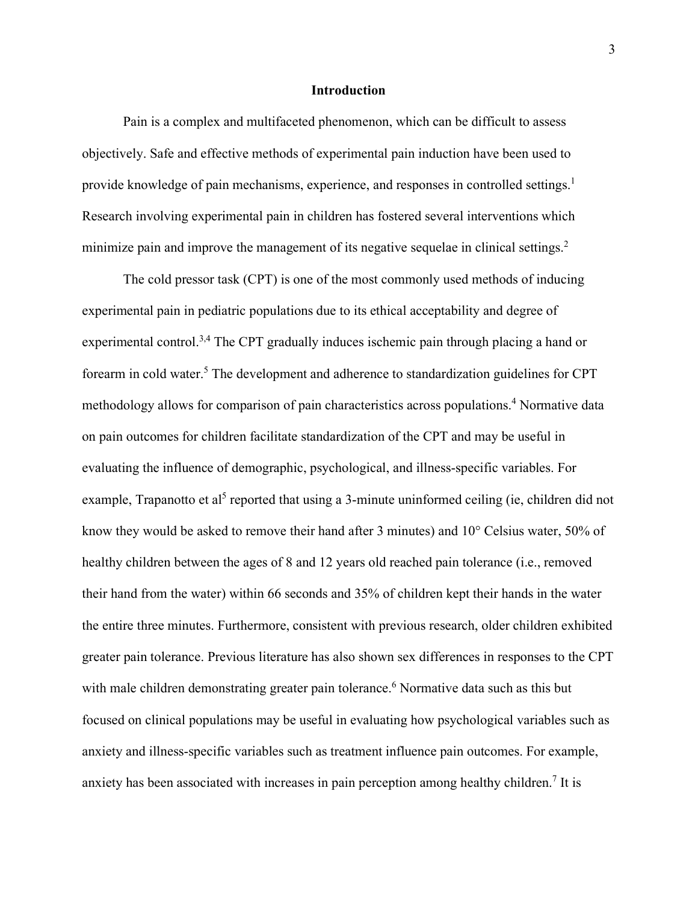## Introduction

Pain is a complex and multifaceted phenomenon, which can be difficult to assess objectively. Safe and effective methods of experimental pain induction have been used to provide knowledge of pain mechanisms, experience, and responses in controlled settings.[1] Research involving experimental pain in children has fostered several interventions which minimize pain and improve the management of its negative sequelae in clinical settings.[2]

The cold pressor task (CPT) is one of the most commonly used methods of inducing experimental pain in pediatric populations due to its ethical acceptability and degree of experimental control.[3,4] The CPT gradually induces ischemic pain through placing a hand or forearm in cold water.[5] The development and adherence to standardization guidelines for CPT methodology allows for comparison of pain characteristics across populations.[4] Normative data on pain outcomes for children facilitate standardization of the CPT and may be useful in evaluating the influence of demographic, psychological, and illness-specific variables. For example, Trapanotto et al[5] reported that using a 3-minute uninformed ceiling (ie, children did not know they would be asked to remove their hand after 3 minutes) and 10° Celsius water, 50% of healthy children between the ages of 8 and 12 years old reached pain tolerance (i.e., removed their hand from the water) within 66 seconds and 35% of children kept their hands in the water the entire three minutes. Furthermore, consistent with previous research, older children exhibited greater pain tolerance. Previous literature has also shown sex differences in responses to the CPT with male children demonstrating greater pain tolerance.[6] Normative data such as this but focused on clinical populations may be useful in evaluating how psychological variables such as anxiety and illness-specific variables such as treatment influence pain outcomes. For example, anxiety has been associated with increases in pain perception among healthy children.[7] It is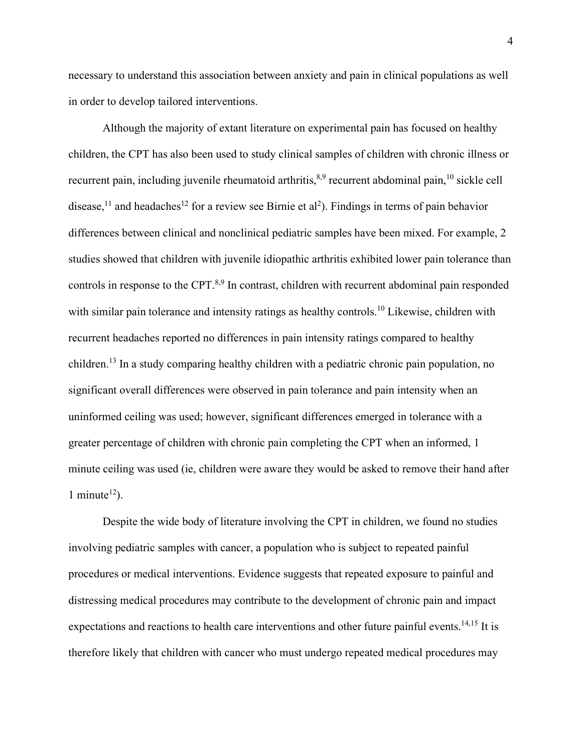necessary to understand this association between anxiety and pain in clinical populations as well in order to develop tailored interventions.

Although the majority of extant literature on experimental pain has focused on healthy children, the CPT has also been used to study clinical samples of children with chronic illness or recurrent pain, including juvenile rheumatoid arthritis,[8,9] recurrent abdominal pain,[10] sickle cell disease,[11] and headaches[12] for a review see Birnie et al[2]). Findings in terms of pain behavior differences between clinical and nonclinical pediatric samples have been mixed. For example, 2 studies showed that children with juvenile idiopathic arthritis exhibited lower pain tolerance than controls in response to the CPT.[8,9] In contrast, children with recurrent abdominal pain responded with similar pain tolerance and intensity ratings as healthy controls.[10] Likewise, children with recurrent headaches reported no differences in pain intensity ratings compared to healthy children.[13] In a study comparing healthy children with a pediatric chronic pain population, no significant overall differences were observed in pain tolerance and pain intensity when an uninformed ceiling was used; however, significant differences emerged in tolerance with a greater percentage of children with chronic pain completing the CPT when an informed, 1 minute ceiling was used (ie, children were aware they would be asked to remove their hand after 1 minute[12]).

Despite the wide body of literature involving the CPT in children, we found no studies involving pediatric samples with cancer, a population who is subject to repeated painful procedures or medical interventions. Evidence suggests that repeated exposure to painful and distressing medical procedures may contribute to the development of chronic pain and impact expectations and reactions to health care interventions and other future painful events.[14,15] It is therefore likely that children with cancer who must undergo repeated medical procedures may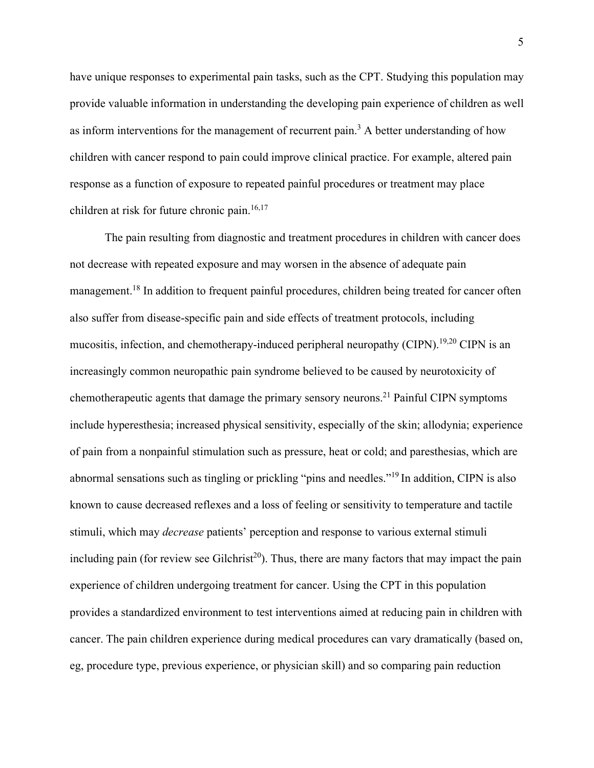have unique responses to experimental pain tasks, such as the CPT. Studying this population may provide valuable information in understanding the developing pain experience of children as well as inform interventions for the management of recurrent pain.[3] A better understanding of how children with cancer respond to pain could improve clinical practice. For example, altered pain response as a function of exposure to repeated painful procedures or treatment may place children at risk for future chronic pain.[16,17]

The pain resulting from diagnostic and treatment procedures in children with cancer does not decrease with repeated exposure and may worsen in the absence of adequate pain management.[18] In addition to frequent painful procedures, children being treated for cancer often also suffer from disease-specific pain and side effects of treatment protocols, including mucositis, infection, and chemotherapy-induced peripheral neuropathy (CIPN).[19,20] CIPN is an increasingly common neuropathic pain syndrome believed to be caused by neurotoxicity of chemotherapeutic agents that damage the primary sensory neurons.[21] Painful CIPN symptoms include hyperesthesia; increased physical sensitivity, especially of the skin; allodynia; experience of pain from a nonpainful stimulation such as pressure, heat or cold; and paresthesias, which are abnormal sensations such as tingling or prickling "pins and needles."[19] In addition, CIPN is also known to cause decreased reflexes and a loss of feeling or sensitivity to temperature and tactile stimuli, which may *decrease* patients' perception and response to various external stimuli including pain (for review see Gilchrist[20]). Thus, there are many factors that may impact the pain experience of children undergoing treatment for cancer. Using the CPT in this population provides a standardized environment to test interventions aimed at reducing pain in children with cancer. The pain children experience during medical procedures can vary dramatically (based on, eg, procedure type, previous experience, or physician skill) and so comparing pain reduction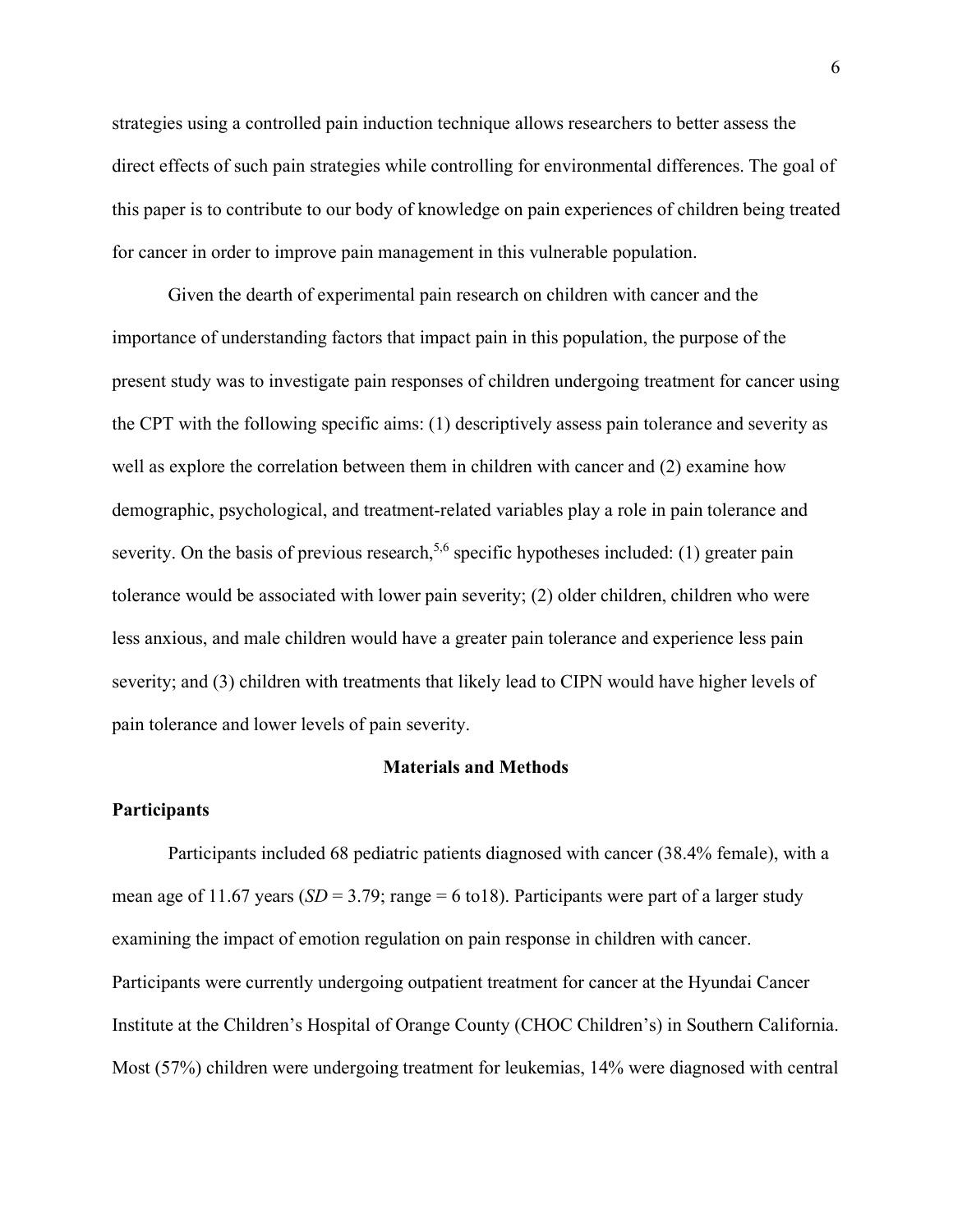strategies using a controlled pain induction technique allows researchers to better assess the direct effects of such pain strategies while controlling for environmental differences. The goal of this paper is to contribute to our body of knowledge on pain experiences of children being treated for cancer in order to improve pain management in this vulnerable population.

Given the dearth of experimental pain research on children with cancer and the importance of understanding factors that impact pain in this population, the purpose of the present study was to investigate pain responses of children undergoing treatment for cancer using the CPT with the following specific aims: (1) descriptively assess pain tolerance and severity as well as explore the correlation between them in children with cancer and (2) examine how demographic, psychological, and treatment-related variables play a role in pain tolerance and severity. On the basis of previous research,[5,6] specific hypotheses included: (1) greater pain tolerance would be associated with lower pain severity; (2) older children, children who were less anxious, and male children would have a greater pain tolerance and experience less pain severity; and (3) children with treatments that likely lead to CIPN would have higher levels of pain tolerance and lower levels of pain severity.

## Materials and Methods

### Participants

Participants included 68 pediatric patients diagnosed with cancer (38.4% female), with a mean age of 11.67 years (*SD* = 3.79; range = 6 to18). Participants were part of a larger study examining the impact of emotion regulation on pain response in children with cancer. Participants were currently undergoing outpatient treatment for cancer at the Hyundai Cancer Institute at the Children's Hospital of Orange County (CHOC Children's) in Southern California. Most (57%) children were undergoing treatment for leukemias, 14% were diagnosed with central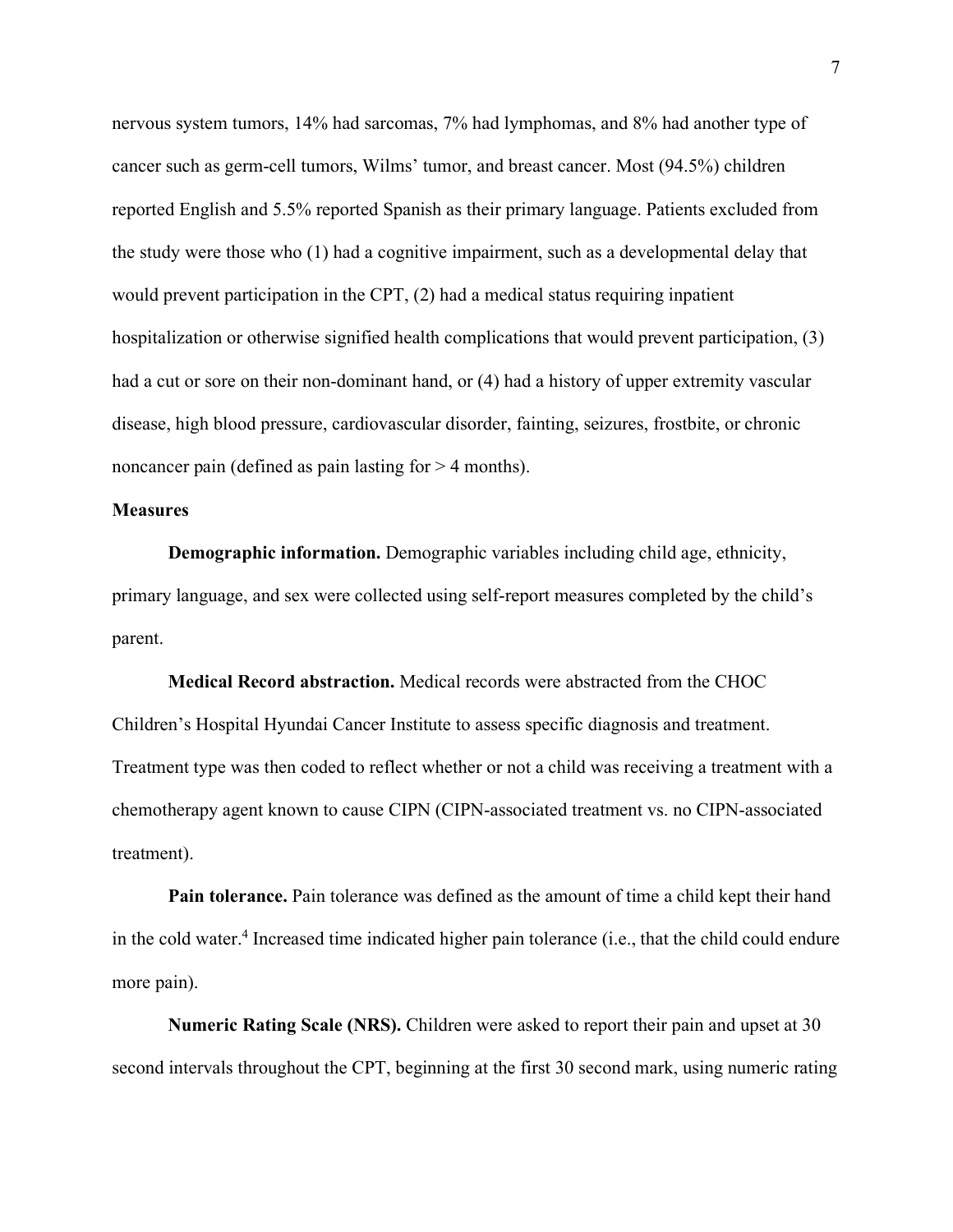nervous system tumors, 14% had sarcomas, 7% had lymphomas, and 8% had another type of cancer such as germ-cell tumors, Wilms' tumor, and breast cancer. Most (94.5%) children reported English and 5.5% reported Spanish as their primary language. Patients excluded from the study were those who (1) had a cognitive impairment, such as a developmental delay that would prevent participation in the CPT, (2) had a medical status requiring inpatient hospitalization or otherwise signified health complications that would prevent participation, (3) had a cut or sore on their non-dominant hand, or (4) had a history of upper extremity vascular disease, high blood pressure, cardiovascular disorder, fainting, seizures, frostbite, or chronic noncancer pain (defined as pain lasting for > 4 months).

**Measures**

**Demographic information.** Demographic variables including child age, ethnicity, primary language, and sex were collected using self-report measures completed by the child's parent.

**Medical Record abstraction.** Medical records were abstracted from the CHOC Children's Hospital Hyundai Cancer Institute to assess specific diagnosis and treatment. Treatment type was then coded to reflect whether or not a child was receiving a treatment with a chemotherapy agent known to cause CIPN (CIPN-associated treatment vs. no CIPN-associated treatment).

**Pain tolerance.** Pain tolerance was defined as the amount of time a child kept their hand in the cold water.[4] Increased time indicated higher pain tolerance (i.e., that the child could endure more pain).

**Numeric Rating Scale (NRS).** Children were asked to report their pain and upset at 30 second intervals throughout the CPT, beginning at the first 30 second mark, using numeric rating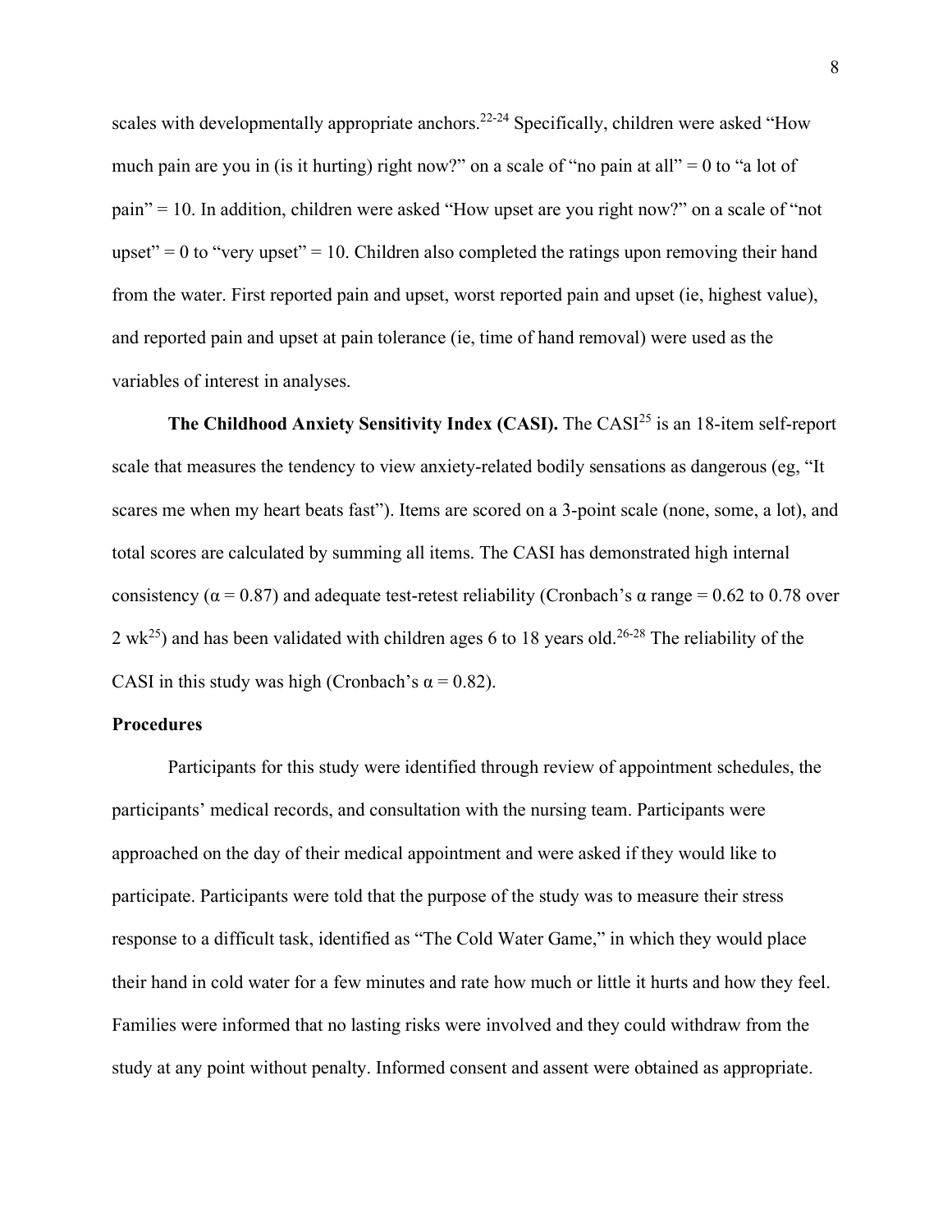scales with developmentally appropriate anchors.[22-24] Specifically, children were asked "How much pain are you in (is it hurting) right now?" on a scale of "no pain at all" = 0 to "a lot of pain" = 10. In addition, children were asked "How upset are you right now?" on a scale of "not upset" = 0 to "very upset" = 10. Children also completed the ratings upon removing their hand from the water. First reported pain and upset, worst reported pain and upset (ie, highest value), and reported pain and upset at pain tolerance (ie, time of hand removal) were used as the variables of interest in analyses.

**The Childhood Anxiety Sensitivity Index (CASI).** The CASI[25] is an 18-item self-report scale that measures the tendency to view anxiety-related bodily sensations as dangerous (eg, "It scares me when my heart beats fast"). Items are scored on a 3-point scale (none, some, a lot), and total scores are calculated by summing all items. The CASI has demonstrated high internal consistency ($\alpha = 0.87$) and adequate test-retest reliability (Cronbach's $\alpha$ range = 0.62 to 0.78 over 2 wk[25]) and has been validated with children ages 6 to 18 years old.[26-28] The reliability of the CASI in this study was high (Cronbach's $\alpha = 0.82$).

**Procedures**

Participants for this study were identified through review of appointment schedules, the participants' medical records, and consultation with the nursing team. Participants were approached on the day of their medical appointment and were asked if they would like to participate. Participants were told that the purpose of the study was to measure their stress response to a difficult task, identified as "The Cold Water Game," in which they would place their hand in cold water for a few minutes and rate how much or little it hurts and how they feel. Families were informed that no lasting risks were involved and they could withdraw from the study at any point without penalty. Informed consent and assent were obtained as appropriate.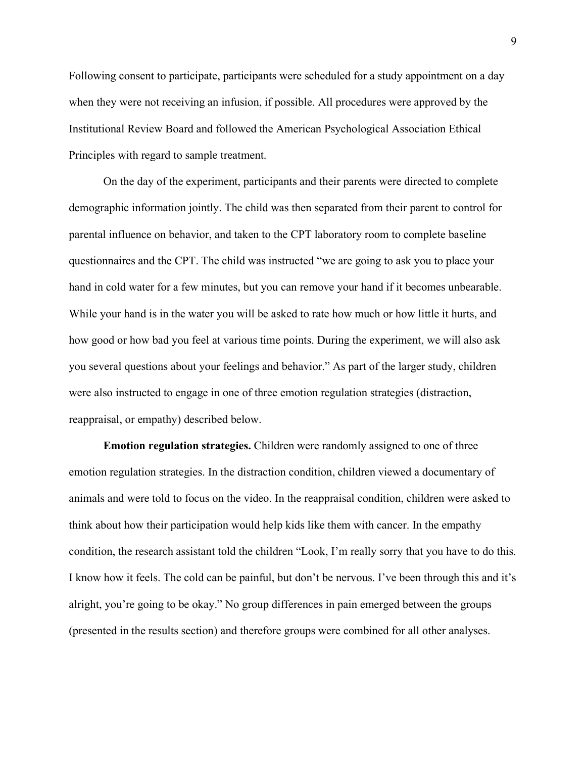Following consent to participate, participants were scheduled for a study appointment on a day when they were not receiving an infusion, if possible. All procedures were approved by the Institutional Review Board and followed the American Psychological Association Ethical Principles with regard to sample treatment.

On the day of the experiment, participants and their parents were directed to complete demographic information jointly. The child was then separated from their parent to control for parental influence on behavior, and taken to the CPT laboratory room to complete baseline questionnaires and the CPT. The child was instructed "we are going to ask you to place your hand in cold water for a few minutes, but you can remove your hand if it becomes unbearable. While your hand is in the water you will be asked to rate how much or how little it hurts, and how good or how bad you feel at various time points. During the experiment, we will also ask you several questions about your feelings and behavior." As part of the larger study, children were also instructed to engage in one of three emotion regulation strategies (distraction, reappraisal, or empathy) described below.

**Emotion regulation strategies.** Children were randomly assigned to one of three emotion regulation strategies. In the distraction condition, children viewed a documentary of animals and were told to focus on the video. In the reappraisal condition, children were asked to think about how their participation would help kids like them with cancer. In the empathy condition, the research assistant told the children "Look, I'm really sorry that you have to do this. I know how it feels. The cold can be painful, but don't be nervous. I've been through this and it's alright, you're going to be okay." No group differences in pain emerged between the groups (presented in the results section) and therefore groups were combined for all other analyses.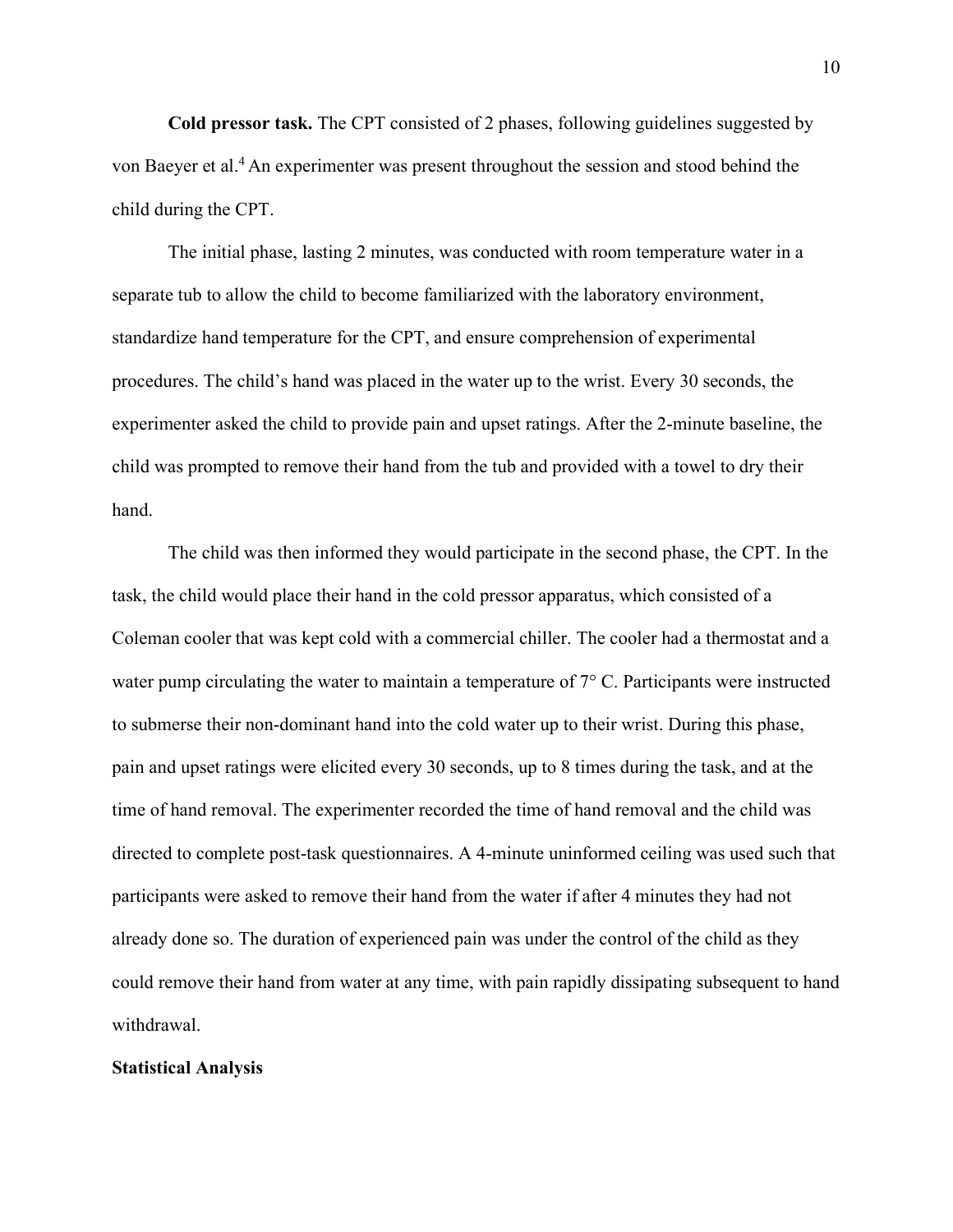**Cold pressor task.** The CPT consisted of 2 phases, following guidelines suggested by von Baeyer et al.[4] An experimenter was present throughout the session and stood behind the child during the CPT.

The initial phase, lasting 2 minutes, was conducted with room temperature water in a separate tub to allow the child to become familiarized with the laboratory environment, standardize hand temperature for the CPT, and ensure comprehension of experimental procedures. The child's hand was placed in the water up to the wrist. Every 30 seconds, the experimenter asked the child to provide pain and upset ratings. After the 2-minute baseline, the child was prompted to remove their hand from the tub and provided with a towel to dry their hand.

The child was then informed they would participate in the second phase, the CPT. In the task, the child would place their hand in the cold pressor apparatus, which consisted of a Coleman cooler that was kept cold with a commercial chiller. The cooler had a thermostat and a water pump circulating the water to maintain a temperature of 7° C. Participants were instructed to submerse their non-dominant hand into the cold water up to their wrist. During this phase, pain and upset ratings were elicited every 30 seconds, up to 8 times during the task, and at the time of hand removal. The experimenter recorded the time of hand removal and the child was directed to complete post-task questionnaires. A 4-minute uninformed ceiling was used such that participants were asked to remove their hand from the water if after 4 minutes they had not already done so. The duration of experienced pain was under the control of the child as they could remove their hand from water at any time, with pain rapidly dissipating subsequent to hand withdrawal.

## Statistical Analysis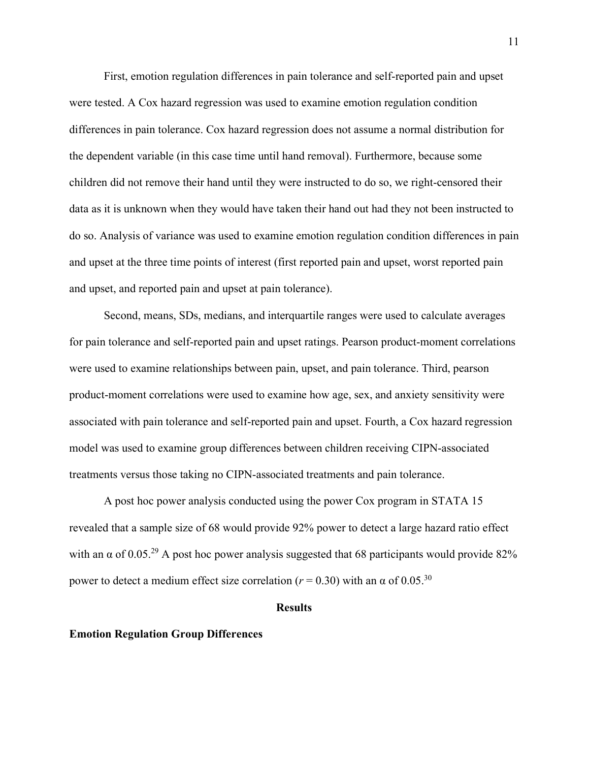First, emotion regulation differences in pain tolerance and self-reported pain and upset were tested. A Cox hazard regression was used to examine emotion regulation condition differences in pain tolerance. Cox hazard regression does not assume a normal distribution for the dependent variable (in this case time until hand removal). Furthermore, because some children did not remove their hand until they were instructed to do so, we right-censored their data as it is unknown when they would have taken their hand out had they not been instructed to do so. Analysis of variance was used to examine emotion regulation condition differences in pain and upset at the three time points of interest (first reported pain and upset, worst reported pain and upset, and reported pain and upset at pain tolerance).

Second, means, SDs, medians, and interquartile ranges were used to calculate averages for pain tolerance and self-reported pain and upset ratings. Pearson product-moment correlations were used to examine relationships between pain, upset, and pain tolerance. Third, pearson product-moment correlations were used to examine how age, sex, and anxiety sensitivity were associated with pain tolerance and self-reported pain and upset. Fourth, a Cox hazard regression model was used to examine group differences between children receiving CIPN-associated treatments versus those taking no CIPN-associated treatments and pain tolerance.

A post hoc power analysis conducted using the power Cox program in STATA 15 revealed that a sample size of 68 would provide 92% power to detect a large hazard ratio effect with an $\alpha$ of 0.05.[29] A post hoc power analysis suggested that 68 participants would provide 82% power to detect a medium effect size correlation ($r = 0.30$) with an $\alpha$ of 0.05.[30]

## Results

### Emotion Regulation Group Differences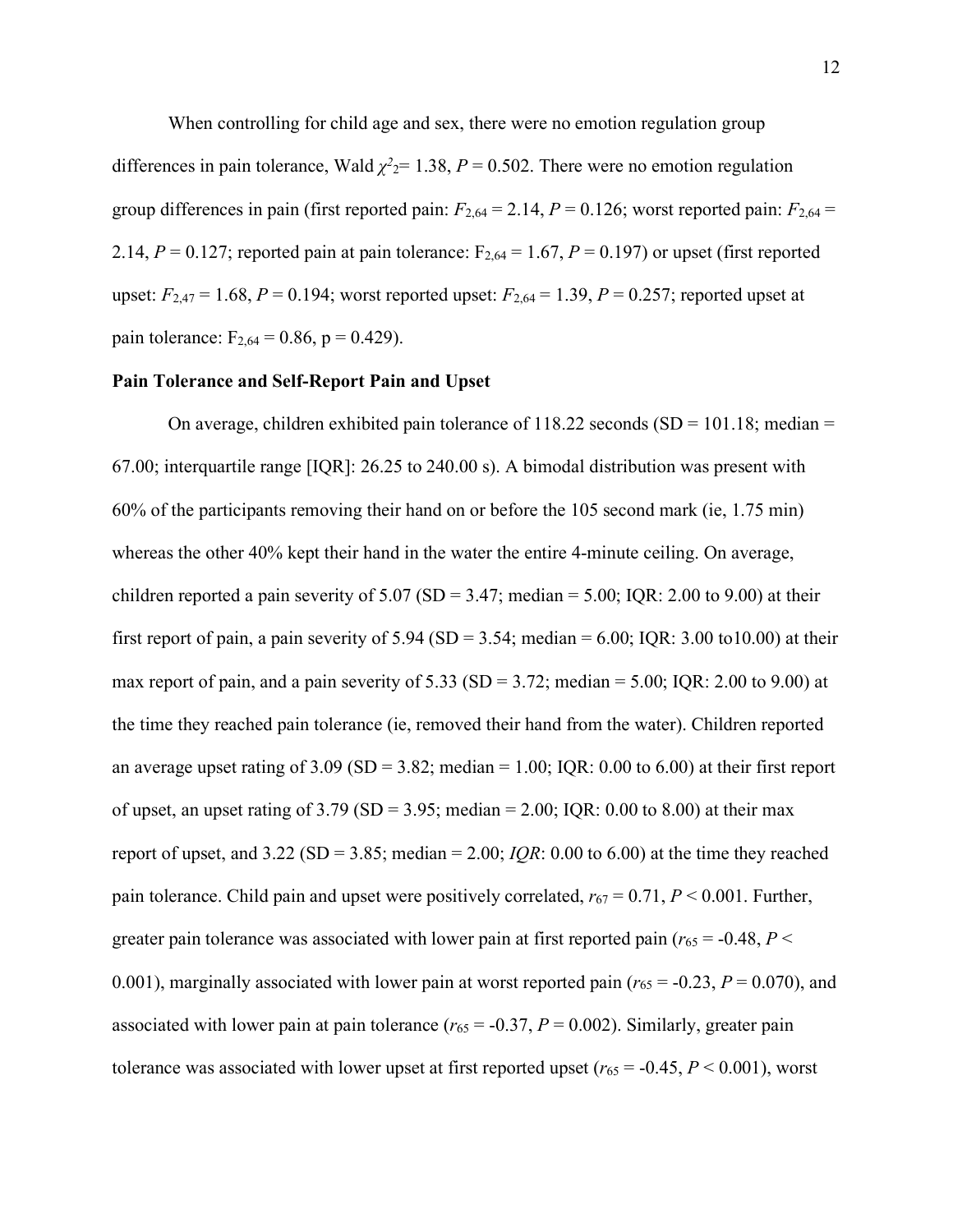When controlling for child age and sex, there were no emotion regulation group differences in pain tolerance, Wald $\chi^2_2$= 1.38, $P$ = 0.502. There were no emotion regulation group differences in pain (first reported pain: $F_{2,64}$ = 2.14, $P$ = 0.126; worst reported pain: $F_{2,64}$ = 2.14, $P$ = 0.127; reported pain at pain tolerance: $F_{2,64}$ = 1.67, $P$ = 0.197) or upset (first reported upset: $F_{2,47}$ = 1.68, $P$ = 0.194; worst reported upset: $F_{2,64}$ = 1.39, $P$ = 0.257; reported upset at pain tolerance: $F_{2,64}$ = 0.86, p = 0.429).

**Pain Tolerance and Self-Report Pain and Upset**

On average, children exhibited pain tolerance of 118.22 seconds (SD = 101.18; median = 67.00; interquartile range [IQR]: 26.25 to 240.00 s). A bimodal distribution was present with 60% of the participants removing their hand on or before the 105 second mark (ie, 1.75 min) whereas the other 40% kept their hand in the water the entire 4-minute ceiling. On average, children reported a pain severity of 5.07 (SD = 3.47; median = 5.00; IQR: 2.00 to 9.00) at their first report of pain, a pain severity of 5.94 (SD = 3.54; median = 6.00; IQR: 3.00 to10.00) at their max report of pain, and a pain severity of 5.33 (SD = 3.72; median = 5.00; IQR: 2.00 to 9.00) at the time they reached pain tolerance (ie, removed their hand from the water). Children reported an average upset rating of 3.09 (SD = 3.82; median = 1.00; IQR: 0.00 to 6.00) at their first report of upset, an upset rating of 3.79 (SD = 3.95; median = 2.00; IQR: 0.00 to 8.00) at their max report of upset, and 3.22 (SD = 3.85; median = 2.00; *IQR*: 0.00 to 6.00) at the time they reached pain tolerance. Child pain and upset were positively correlated, $r_{67}$ = 0.71, $P$ < 0.001. Further, greater pain tolerance was associated with lower pain at first reported pain ($r_{65}$ = -0.48, $P$ < 0.001), marginally associated with lower pain at worst reported pain ($r_{65}$ = -0.23, $P$ = 0.070), and associated with lower pain at pain tolerance ($r_{65}$ = -0.37, $P$ = 0.002). Similarly, greater pain tolerance was associated with lower upset at first reported upset ($r_{65}$ = -0.45, $P$ < 0.001), worst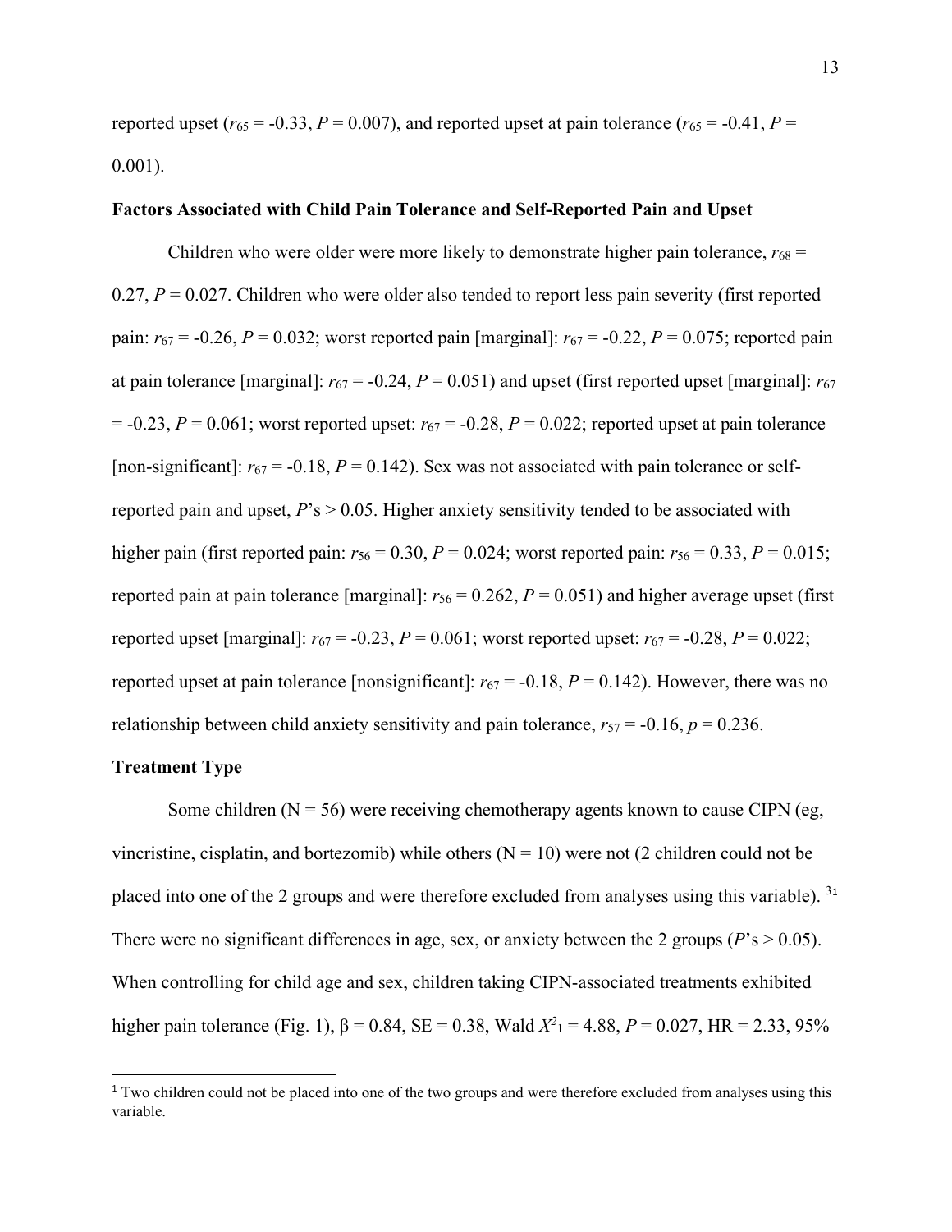reported upset ($r_{65}$ = -0.33, $P$ = 0.007), and reported upset at pain tolerance ($r_{65}$ = -0.41, $P$ = 0.001).

**Factors Associated with Child Pain Tolerance and Self-Reported Pain and Upset**

Children who were older were more likely to demonstrate higher pain tolerance, $r_{68}$ = 0.27, $P$ = 0.027. Children who were older also tended to report less pain severity (first reported pain: $r_{67}$ = -0.26, $P$ = 0.032; worst reported pain [marginal]: $r_{67}$ = -0.22, $P$ = 0.075; reported pain at pain tolerance [marginal]: $r_{67}$ = -0.24, $P$ = 0.051) and upset (first reported upset [marginal]: $r_{67}$ = -0.23, $P$ = 0.061; worst reported upset: $r_{67}$ = -0.28, $P$ = 0.022; reported upset at pain tolerance [non-significant]: $r_{67}$ = -0.18, $P$ = 0.142). Sex was not associated with pain tolerance or self-reported pain and upset, $P$'s > 0.05. Higher anxiety sensitivity tended to be associated with higher pain (first reported pain: $r_{56}$ = 0.30, $P$ = 0.024; worst reported pain: $r_{56}$ = 0.33, $P$ = 0.015; reported pain at pain tolerance [marginal]: $r_{56}$ = 0.262, $P$ = 0.051) and higher average upset (first reported upset [marginal]: $r_{67}$ = -0.23, $P$ = 0.061; worst reported upset: $r_{67}$ = -0.28, $P$ = 0.022; reported upset at pain tolerance [nonsignificant]: $r_{67}$ = -0.18, $P$ = 0.142). However, there was no relationship between child anxiety sensitivity and pain tolerance, $r_{57}$ = -0.16, $p$ = 0.236.

**Treatment Type**

Some children (N = 56) were receiving chemotherapy agents known to cause CIPN (eg, vincristine, cisplatin, and bortezomib) while others (N = 10) were not (2 children could not be placed into one of the 2 groups and were therefore excluded from analyses using this variable). [31] There were no significant differences in age, sex, or anxiety between the 2 groups ($P$'s > 0.05). When controlling for child age and sex, children taking CIPN-associated treatments exhibited higher pain tolerance (Fig. 1), β = 0.84, SE = 0.38, Wald $X^2_1$ = 4.88, $P$ = 0.027, HR = 2.33, 95%

[1] Two children could not be placed into one of the two groups and were therefore excluded from analyses using this variable.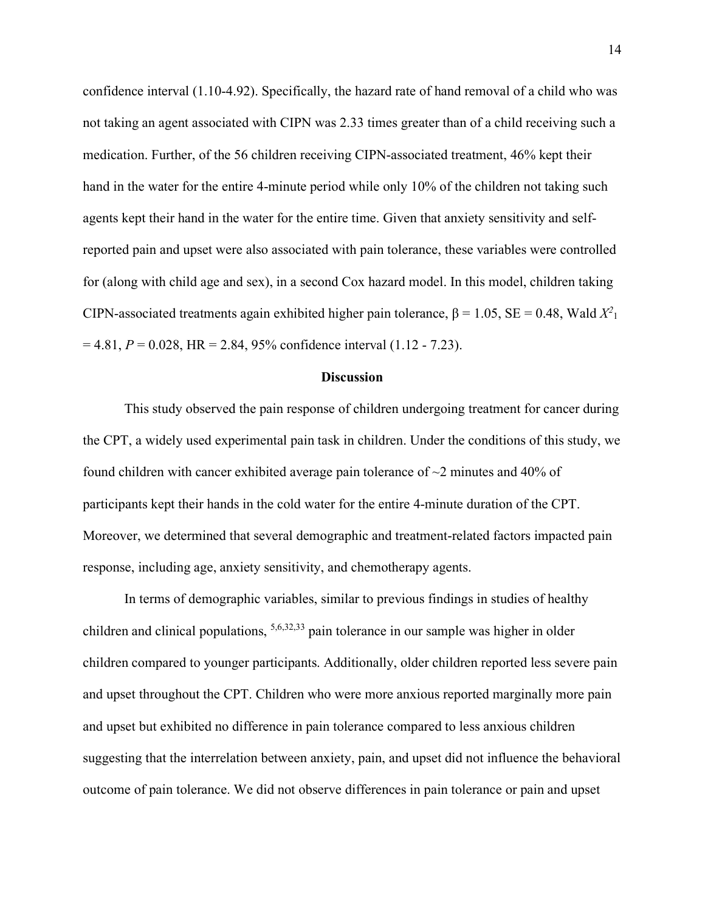confidence interval (1.10-4.92). Specifically, the hazard rate of hand removal of a child who was not taking an agent associated with CIPN was 2.33 times greater than of a child receiving such a medication. Further, of the 56 children receiving CIPN-associated treatment, 46% kept their hand in the water for the entire 4-minute period while only 10% of the children not taking such agents kept their hand in the water for the entire time. Given that anxiety sensitivity and self-reported pain and upset were also associated with pain tolerance, these variables were controlled for (along with child age and sex), in a second Cox hazard model. In this model, children taking CIPN-associated treatments again exhibited higher pain tolerance, $\beta = 1.05$, SE = 0.48, Wald $X^2_1 = 4.81$, $P = 0.028$, HR = 2.84, 95% confidence interval (1.12 - 7.23).

## Discussion

This study observed the pain response of children undergoing treatment for cancer during the CPT, a widely used experimental pain task in children. Under the conditions of this study, we found children with cancer exhibited average pain tolerance of ~2 minutes and 40% of participants kept their hands in the cold water for the entire 4-minute duration of the CPT. Moreover, we determined that several demographic and treatment-related factors impacted pain response, including age, anxiety sensitivity, and chemotherapy agents.

In terms of demographic variables, similar to previous findings in studies of healthy children and clinical populations, [5,6,32,33] pain tolerance in our sample was higher in older children compared to younger participants. Additionally, older children reported less severe pain and upset throughout the CPT. Children who were more anxious reported marginally more pain and upset but exhibited no difference in pain tolerance compared to less anxious children suggesting that the interrelation between anxiety, pain, and upset did not influence the behavioral outcome of pain tolerance. We did not observe differences in pain tolerance or pain and upset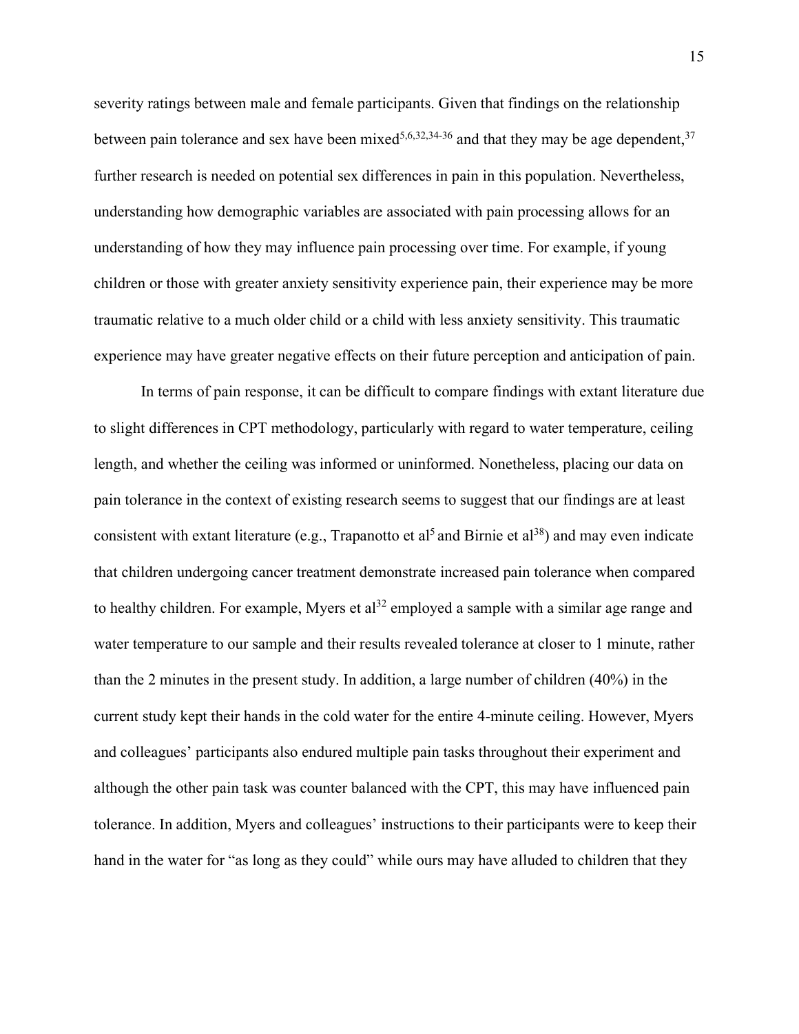severity ratings between male and female participants. Given that findings on the relationship between pain tolerance and sex have been mixed[5,6,32,34-36] and that they may be age dependent,[37] further research is needed on potential sex differences in pain in this population. Nevertheless, understanding how demographic variables are associated with pain processing allows for an understanding of how they may influence pain processing over time. For example, if young children or those with greater anxiety sensitivity experience pain, their experience may be more traumatic relative to a much older child or a child with less anxiety sensitivity. This traumatic experience may have greater negative effects on their future perception and anticipation of pain.

In terms of pain response, it can be difficult to compare findings with extant literature due to slight differences in CPT methodology, particularly with regard to water temperature, ceiling length, and whether the ceiling was informed or uninformed. Nonetheless, placing our data on pain tolerance in the context of existing research seems to suggest that our findings are at least consistent with extant literature (e.g., Trapanotto et al[5] and Birnie et al[38]) and may even indicate that children undergoing cancer treatment demonstrate increased pain tolerance when compared to healthy children. For example, Myers et al[32] employed a sample with a similar age range and water temperature to our sample and their results revealed tolerance at closer to 1 minute, rather than the 2 minutes in the present study. In addition, a large number of children (40%) in the current study kept their hands in the cold water for the entire 4-minute ceiling. However, Myers and colleagues' participants also endured multiple pain tasks throughout their experiment and although the other pain task was counter balanced with the CPT, this may have influenced pain tolerance. In addition, Myers and colleagues' instructions to their participants were to keep their hand in the water for "as long as they could" while ours may have alluded to children that they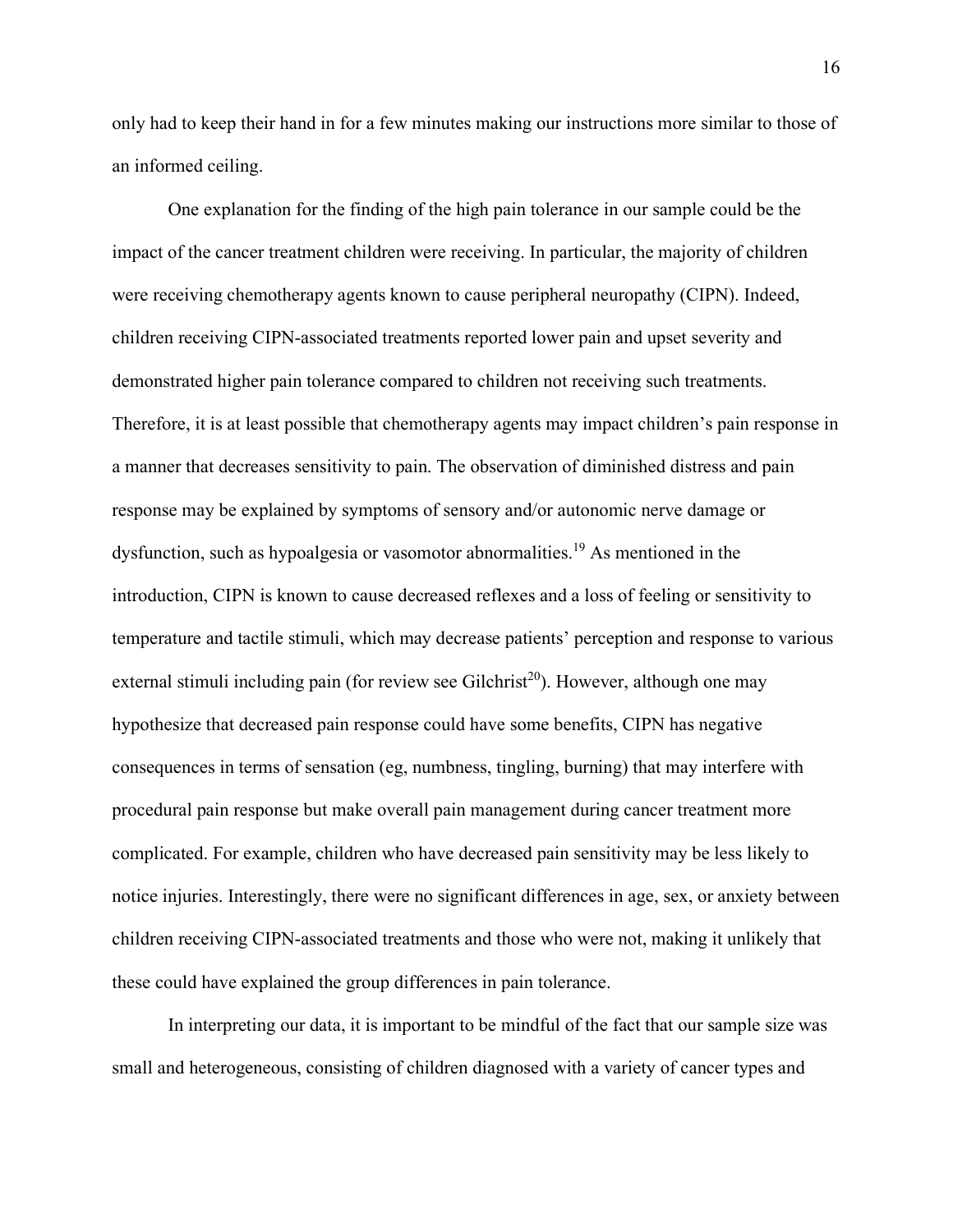only had to keep their hand in for a few minutes making our instructions more similar to those of an informed ceiling.

One explanation for the finding of the high pain tolerance in our sample could be the impact of the cancer treatment children were receiving. In particular, the majority of children were receiving chemotherapy agents known to cause peripheral neuropathy (CIPN). Indeed, children receiving CIPN-associated treatments reported lower pain and upset severity and demonstrated higher pain tolerance compared to children not receiving such treatments. Therefore, it is at least possible that chemotherapy agents may impact children's pain response in a manner that decreases sensitivity to pain. The observation of diminished distress and pain response may be explained by symptoms of sensory and/or autonomic nerve damage or dysfunction, such as hypoalgesia or vasomotor abnormalities.[19] As mentioned in the introduction, CIPN is known to cause decreased reflexes and a loss of feeling or sensitivity to temperature and tactile stimuli, which may decrease patients' perception and response to various external stimuli including pain (for review see Gilchrist[20]). However, although one may hypothesize that decreased pain response could have some benefits, CIPN has negative consequences in terms of sensation (eg, numbness, tingling, burning) that may interfere with procedural pain response but make overall pain management during cancer treatment more complicated. For example, children who have decreased pain sensitivity may be less likely to notice injuries. Interestingly, there were no significant differences in age, sex, or anxiety between children receiving CIPN-associated treatments and those who were not, making it unlikely that these could have explained the group differences in pain tolerance.

In interpreting our data, it is important to be mindful of the fact that our sample size was small and heterogeneous, consisting of children diagnosed with a variety of cancer types and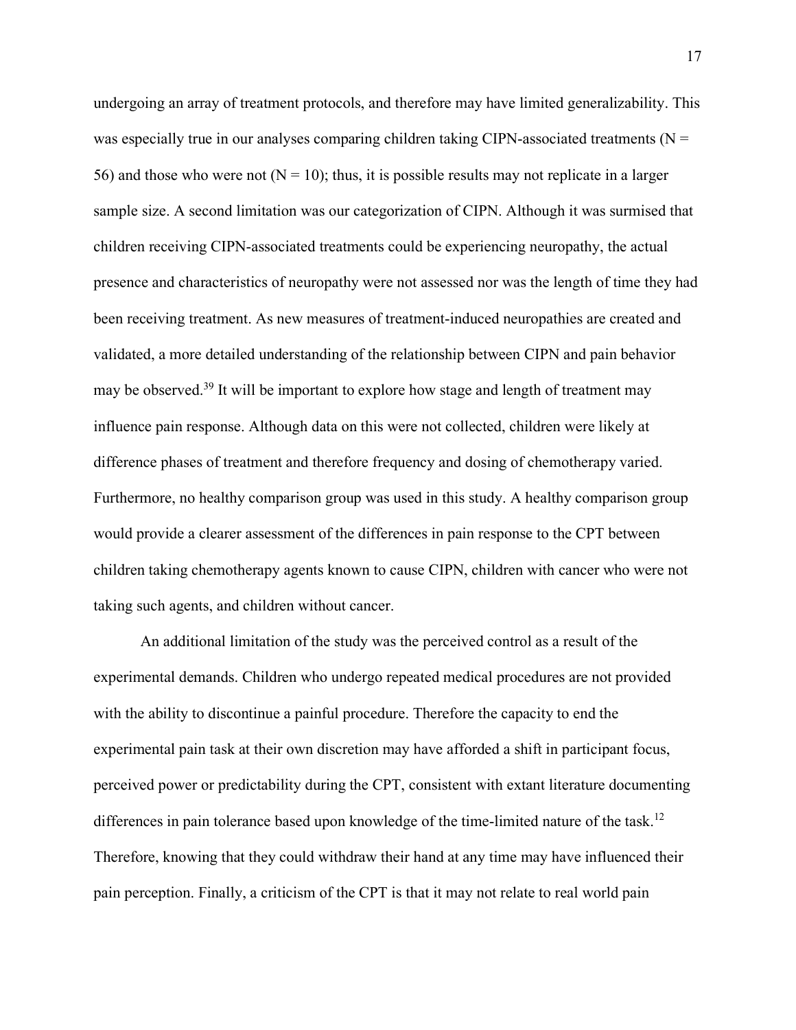undergoing an array of treatment protocols, and therefore may have limited generalizability. This was especially true in our analyses comparing children taking CIPN-associated treatments (N = 56) and those who were not (N = 10); thus, it is possible results may not replicate in a larger sample size. A second limitation was our categorization of CIPN. Although it was surmised that children receiving CIPN-associated treatments could be experiencing neuropathy, the actual presence and characteristics of neuropathy were not assessed nor was the length of time they had been receiving treatment. As new measures of treatment-induced neuropathies are created and validated, a more detailed understanding of the relationship between CIPN and pain behavior may be observed.[39] It will be important to explore how stage and length of treatment may influence pain response. Although data on this were not collected, children were likely at difference phases of treatment and therefore frequency and dosing of chemotherapy varied. Furthermore, no healthy comparison group was used in this study. A healthy comparison group would provide a clearer assessment of the differences in pain response to the CPT between children taking chemotherapy agents known to cause CIPN, children with cancer who were not taking such agents, and children without cancer.

An additional limitation of the study was the perceived control as a result of the experimental demands. Children who undergo repeated medical procedures are not provided with the ability to discontinue a painful procedure. Therefore the capacity to end the experimental pain task at their own discretion may have afforded a shift in participant focus, perceived power or predictability during the CPT, consistent with extant literature documenting differences in pain tolerance based upon knowledge of the time-limited nature of the task.[12] Therefore, knowing that they could withdraw their hand at any time may have influenced their pain perception. Finally, a criticism of the CPT is that it may not relate to real world pain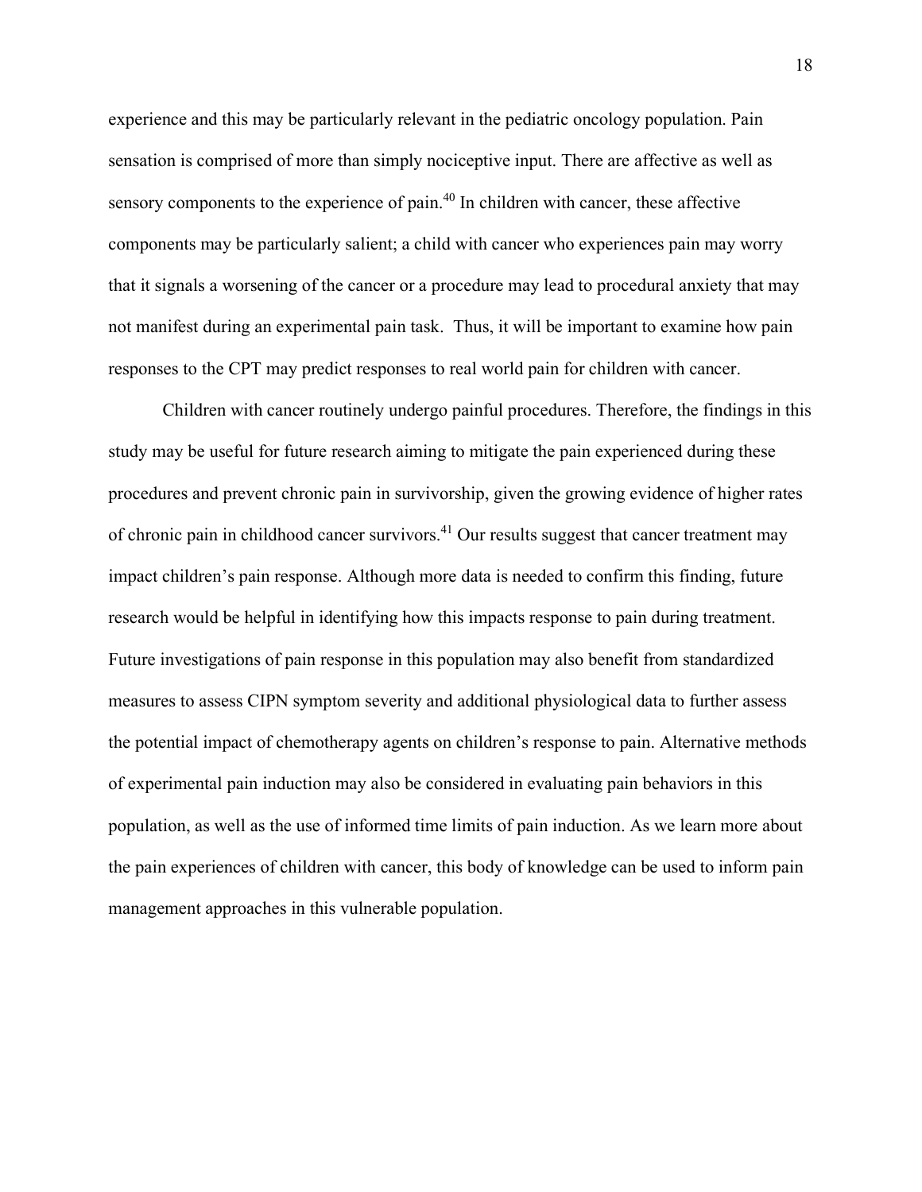experience and this may be particularly relevant in the pediatric oncology population. Pain sensation is comprised of more than simply nociceptive input. There are affective as well as sensory components to the experience of pain.[40] In children with cancer, these affective components may be particularly salient; a child with cancer who experiences pain may worry that it signals a worsening of the cancer or a procedure may lead to procedural anxiety that may not manifest during an experimental pain task. Thus, it will be important to examine how pain responses to the CPT may predict responses to real world pain for children with cancer.

Children with cancer routinely undergo painful procedures. Therefore, the findings in this study may be useful for future research aiming to mitigate the pain experienced during these procedures and prevent chronic pain in survivorship, given the growing evidence of higher rates of chronic pain in childhood cancer survivors.[41] Our results suggest that cancer treatment may impact children's pain response. Although more data is needed to confirm this finding, future research would be helpful in identifying how this impacts response to pain during treatment. Future investigations of pain response in this population may also benefit from standardized measures to assess CIPN symptom severity and additional physiological data to further assess the potential impact of chemotherapy agents on children's response to pain. Alternative methods of experimental pain induction may also be considered in evaluating pain behaviors in this population, as well as the use of informed time limits of pain induction. As we learn more about the pain experiences of children with cancer, this body of knowledge can be used to inform pain management approaches in this vulnerable population.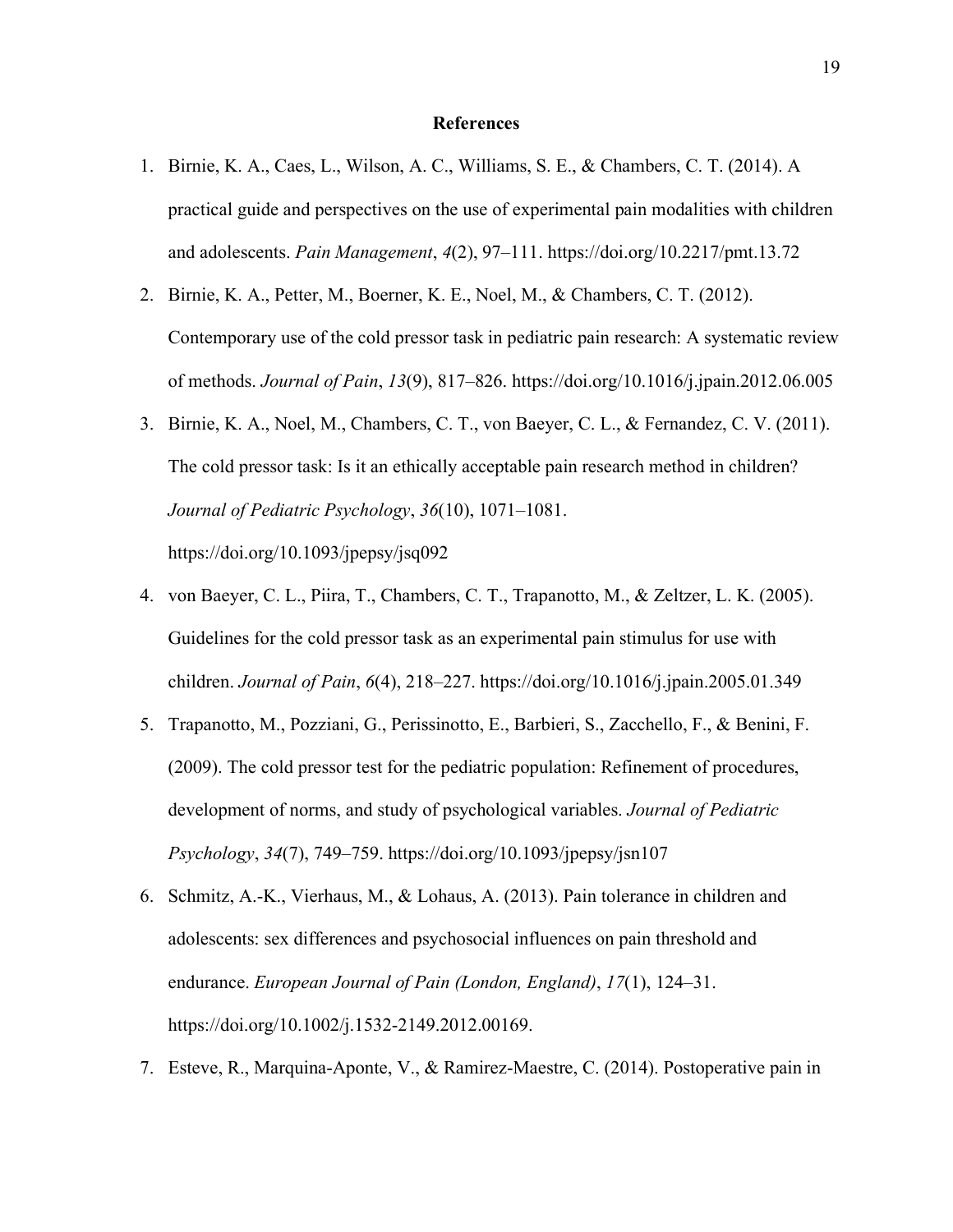## References

1. Birnie, K. A., Caes, L., Wilson, A. C., Williams, S. E., & Chambers, C. T. (2014). A practical guide and perspectives on the use of experimental pain modalities with children and adolescents. *Pain Management*, *4*(2), 97–111. https://doi.org/10.2217/pmt.13.72
2. Birnie, K. A., Petter, M., Boerner, K. E., Noel, M., & Chambers, C. T. (2012). Contemporary use of the cold pressor task in pediatric pain research: A systematic review of methods. *Journal of Pain*, *13*(9), 817–826. https://doi.org/10.1016/j.jpain.2012.06.005
3. Birnie, K. A., Noel, M., Chambers, C. T., von Baeyer, C. L., & Fernandez, C. V. (2011). The cold pressor task: Is it an ethically acceptable pain research method in children? *Journal of Pediatric Psychology*, *36*(10), 1071–1081. https://doi.org/10.1093/jpepsy/jsq092
4. von Baeyer, C. L., Piira, T., Chambers, C. T., Trapanotto, M., & Zeltzer, L. K. (2005). Guidelines for the cold pressor task as an experimental pain stimulus for use with children. *Journal of Pain*, *6*(4), 218–227. https://doi.org/10.1016/j.jpain.2005.01.349
5. Trapanotto, M., Pozziani, G., Perissinotto, E., Barbieri, S., Zacchello, F., & Benini, F. (2009). The cold pressor test for the pediatric population: Refinement of procedures, development of norms, and study of psychological variables. *Journal of Pediatric Psychology*, *34*(7), 749–759. https://doi.org/10.1093/jpepsy/jsn107
6. Schmitz, A.-K., Vierhaus, M., & Lohaus, A. (2013). Pain tolerance in children and adolescents: sex differences and psychosocial influences on pain threshold and endurance. *European Journal of Pain (London, England)*, *17*(1), 124–31. https://doi.org/10.1002/j.1532-2149.2012.00169.
7. Esteve, R., Marquina-Aponte, V., & Ramirez-Maestre, C. (2014). Postoperative pain in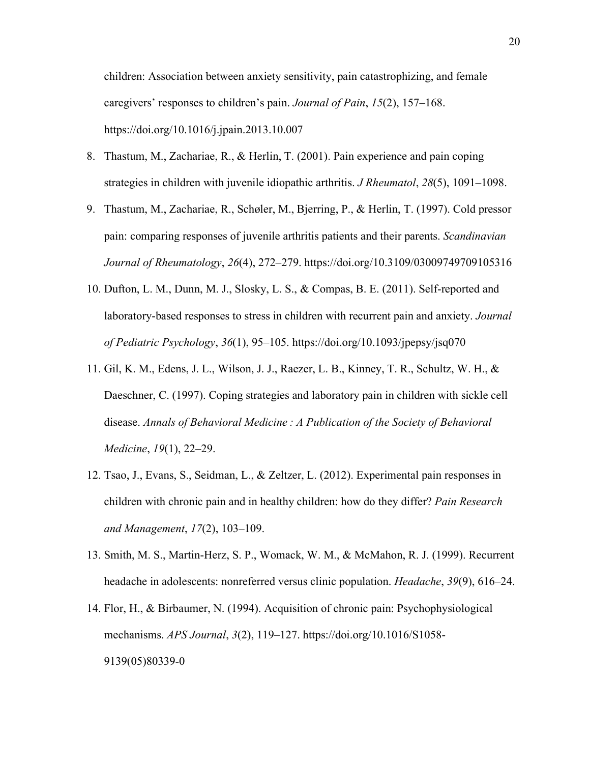children: Association between anxiety sensitivity, pain catastrophizing, and female caregivers' responses to children's pain. *Journal of Pain*, *15*(2), 157–168. https://doi.org/10.1016/j.jpain.2013.10.007

8. Thastum, M., Zachariae, R., & Herlin, T. (2001). Pain experience and pain coping strategies in children with juvenile idiopathic arthritis. *J Rheumatol*, *28*(5), 1091–1098.
9. Thastum, M., Zachariae, R., Schøler, M., Bjerring, P., & Herlin, T. (1997). Cold pressor pain: comparing responses of juvenile arthritis patients and their parents. *Scandinavian Journal of Rheumatology*, *26*(4), 272–279. https://doi.org/10.3109/03009749709105316
10. Dufton, L. M., Dunn, M. J., Slosky, L. S., & Compas, B. E. (2011). Self-reported and laboratory-based responses to stress in children with recurrent pain and anxiety. *Journal of Pediatric Psychology*, *36*(1), 95–105. https://doi.org/10.1093/jpepsy/jsq070
11. Gil, K. M., Edens, J. L., Wilson, J. J., Raezer, L. B., Kinney, T. R., Schultz, W. H., & Daeschner, C. (1997). Coping strategies and laboratory pain in children with sickle cell disease. *Annals of Behavioral Medicine : A Publication of the Society of Behavioral Medicine*, *19*(1), 22–29.
12. Tsao, J., Evans, S., Seidman, L., & Zeltzer, L. (2012). Experimental pain responses in children with chronic pain and in healthy children: how do they differ? *Pain Research and Management*, *17*(2), 103–109.
13. Smith, M. S., Martin-Herz, S. P., Womack, W. M., & McMahon, R. J. (1999). Recurrent headache in adolescents: nonreferred versus clinic population. *Headache*, *39*(9), 616–24.
14. Flor, H., & Birbaumer, N. (1994). Acquisition of chronic pain: Psychophysiological mechanisms. *APS Journal*, *3*(2), 119–127. https://doi.org/10.1016/S1058-9139(05)80339-0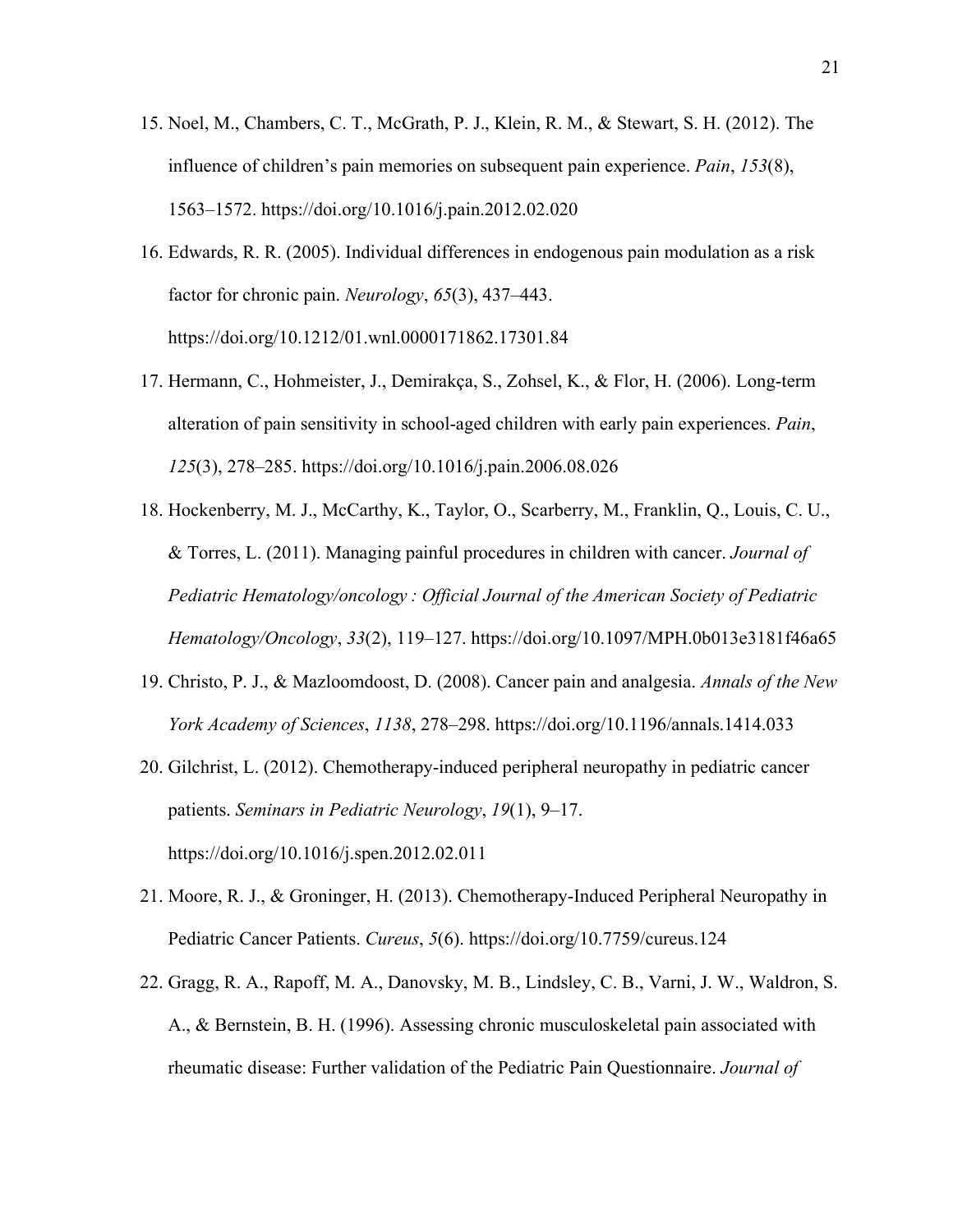15. Noel, M., Chambers, C. T., McGrath, P. J., Klein, R. M., & Stewart, S. H. (2012). The influence of children's pain memories on subsequent pain experience. *Pain*, *153*(8), 1563–1572. https://doi.org/10.1016/j.pain.2012.02.020

16. Edwards, R. R. (2005). Individual differences in endogenous pain modulation as a risk factor for chronic pain. *Neurology*, *65*(3), 437–443. https://doi.org/10.1212/01.wnl.0000171862.17301.84

17. Hermann, C., Hohmeister, J., Demirakça, S., Zohsel, K., & Flor, H. (2006). Long-term alteration of pain sensitivity in school-aged children with early pain experiences. *Pain*, *125*(3), 278–285. https://doi.org/10.1016/j.pain.2006.08.026

18. Hockenberry, M. J., McCarthy, K., Taylor, O., Scarberry, M., Franklin, Q., Louis, C. U., & Torres, L. (2011). Managing painful procedures in children with cancer. *Journal of Pediatric Hematology/oncology : Official Journal of the American Society of Pediatric Hematology/Oncology*, *33*(2), 119–127. https://doi.org/10.1097/MPH.0b013e3181f46a65

19. Christo, P. J., & Mazloomdoost, D. (2008). Cancer pain and analgesia. *Annals of the New York Academy of Sciences*, *1138*, 278–298. https://doi.org/10.1196/annals.1414.033

20. Gilchrist, L. (2012). Chemotherapy-induced peripheral neuropathy in pediatric cancer patients. *Seminars in Pediatric Neurology*, *19*(1), 9–17. https://doi.org/10.1016/j.spen.2012.02.011

21. Moore, R. J., & Groninger, H. (2013). Chemotherapy-Induced Peripheral Neuropathy in Pediatric Cancer Patients. *Cureus*, *5*(6). https://doi.org/10.7759/cureus.124

22. Gragg, R. A., Rapoff, M. A., Danovsky, M. B., Lindsley, C. B., Varni, J. W., Waldron, S. A., & Bernstein, B. H. (1996). Assessing chronic musculoskeletal pain associated with rheumatic disease: Further validation of the Pediatric Pain Questionnaire. *Journal of*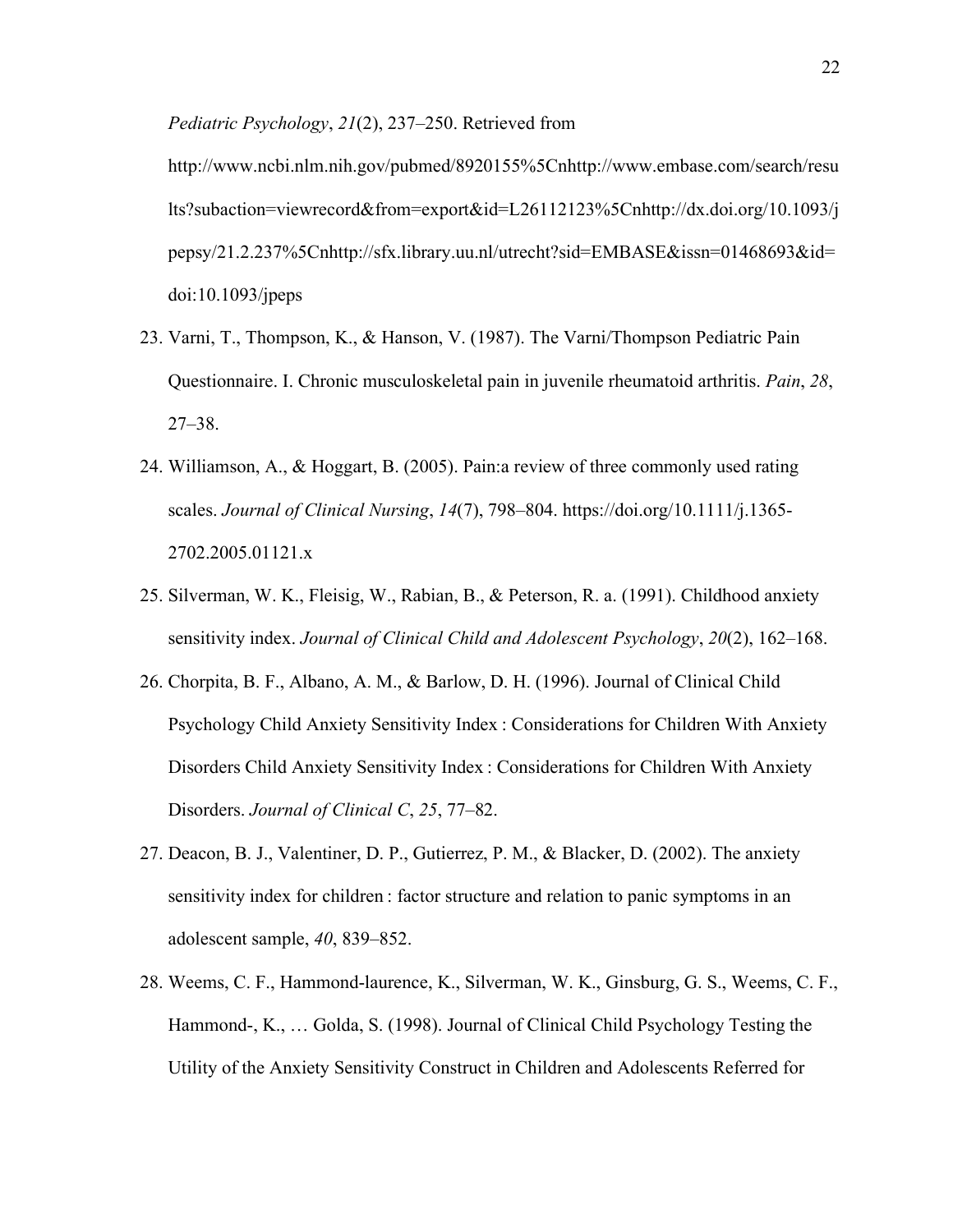*Pediatric Psychology*, *21*(2), 237–250. Retrieved from http://www.ncbi.nlm.nih.gov/pubmed/8920155%5Cnhttp://www.embase.com/search/results?subaction=viewrecord&from=export&id=L26112123%5Cnhttp://dx.doi.org/10.1093/jpepsy/21.2.237%5Cnhttp://sfx.library.uu.nl/utrecht?sid=EMBASE&issn=01468693&id=doi:10.1093/jpeps

23. Varni, T., Thompson, K., & Hanson, V. (1987). The Varni/Thompson Pediatric Pain Questionnaire. I. Chronic musculoskeletal pain in juvenile rheumatoid arthritis. *Pain*, *28*, 27–38.
24. Williamson, A., & Hoggart, B. (2005). Pain:a review of three commonly used rating scales. *Journal of Clinical Nursing*, *14*(7), 798–804. https://doi.org/10.1111/j.1365-2702.2005.01121.x
25. Silverman, W. K., Fleisig, W., Rabian, B., & Peterson, R. a. (1991). Childhood anxiety sensitivity index. *Journal of Clinical Child and Adolescent Psychology*, *20*(2), 162–168.
26. Chorpita, B. F., Albano, A. M., & Barlow, D. H. (1996). Journal of Clinical Child Psychology Child Anxiety Sensitivity Index : Considerations for Children With Anxiety Disorders Child Anxiety Sensitivity Index : Considerations for Children With Anxiety Disorders. *Journal of Clinical C*, *25*, 77–82.
27. Deacon, B. J., Valentiner, D. P., Gutierrez, P. M., & Blacker, D. (2002). The anxiety sensitivity index for children : factor structure and relation to panic symptoms in an adolescent sample, *40*, 839–852.
28. Weems, C. F., Hammond-laurence, K., Silverman, W. K., Ginsburg, G. S., Weems, C. F., Hammond-, K., … Golda, S. (1998). Journal of Clinical Child Psychology Testing the Utility of the Anxiety Sensitivity Construct in Children and Adolescents Referred for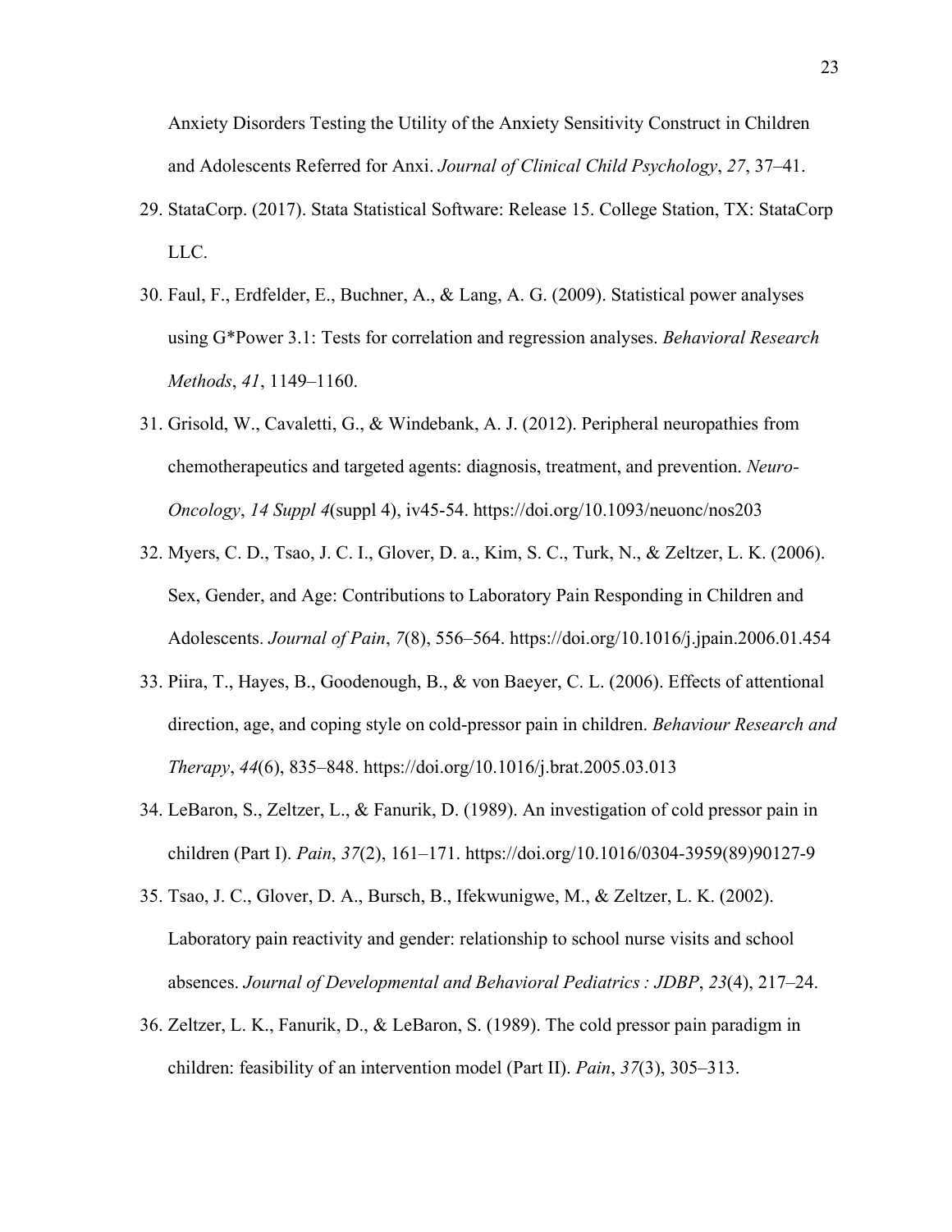Anxiety Disorders Testing the Utility of the Anxiety Sensitivity Construct in Children and Adolescents Referred for Anxi. *Journal of Clinical Child Psychology*, *27*, 37–41.

29. StataCorp. (2017). Stata Statistical Software: Release 15. College Station, TX: StataCorp LLC.
30. Faul, F., Erdfelder, E., Buchner, A., & Lang, A. G. (2009). Statistical power analyses using G*Power 3.1: Tests for correlation and regression analyses. *Behavioral Research Methods*, *41*, 1149–1160.
31. Grisold, W., Cavaletti, G., & Windebank, A. J. (2012). Peripheral neuropathies from chemotherapeutics and targeted agents: diagnosis, treatment, and prevention. *Neuro-Oncology*, *14 Suppl 4*(suppl 4), iv45-54. https://doi.org/10.1093/neuonc/nos203
32. Myers, C. D., Tsao, J. C. I., Glover, D. a., Kim, S. C., Turk, N., & Zeltzer, L. K. (2006). Sex, Gender, and Age: Contributions to Laboratory Pain Responding in Children and Adolescents. *Journal of Pain*, *7*(8), 556–564. https://doi.org/10.1016/j.jpain.2006.01.454
33. Piira, T., Hayes, B., Goodenough, B., & von Baeyer, C. L. (2006). Effects of attentional direction, age, and coping style on cold-pressor pain in children. *Behaviour Research and Therapy*, *44*(6), 835–848. https://doi.org/10.1016/j.brat.2005.03.013
34. LeBaron, S., Zeltzer, L., & Fanurik, D. (1989). An investigation of cold pressor pain in children (Part I). *Pain*, *37*(2), 161–171. https://doi.org/10.1016/0304-3959(89)90127-9
35. Tsao, J. C., Glover, D. A., Bursch, B., Ifekwunigwe, M., & Zeltzer, L. K. (2002). Laboratory pain reactivity and gender: relationship to school nurse visits and school absences. *Journal of Developmental and Behavioral Pediatrics : JDBP*, *23*(4), 217–24.
36. Zeltzer, L. K., Fanurik, D., & LeBaron, S. (1989). The cold pressor pain paradigm in children: feasibility of an intervention model (Part II). *Pain*, *37*(3), 305–313.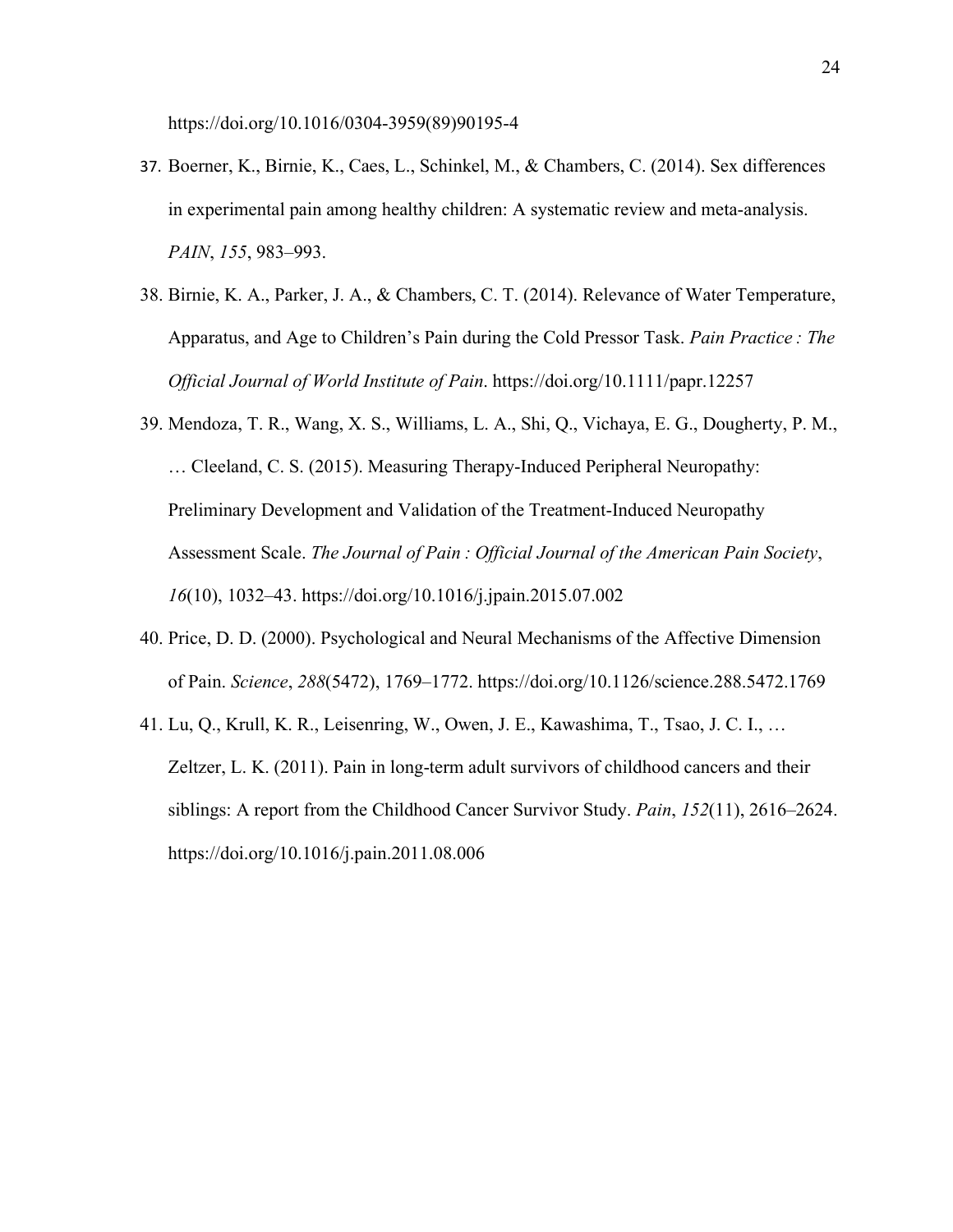https://doi.org/10.1016/0304-3959(89)90195-4

37. Boerner, K., Birnie, K., Caes, L., Schinkel, M., & Chambers, C. (2014). Sex differences in experimental pain among healthy children: A systematic review and meta-analysis. *PAIN*, *155*, 983–993.
38. Birnie, K. A., Parker, J. A., & Chambers, C. T. (2014). Relevance of Water Temperature, Apparatus, and Age to Children's Pain during the Cold Pressor Task. *Pain Practice : The Official Journal of World Institute of Pain*. https://doi.org/10.1111/papr.12257
39. Mendoza, T. R., Wang, X. S., Williams, L. A., Shi, Q., Vichaya, E. G., Dougherty, P. M., … Cleeland, C. S. (2015). Measuring Therapy-Induced Peripheral Neuropathy: Preliminary Development and Validation of the Treatment-Induced Neuropathy Assessment Scale. *The Journal of Pain : Official Journal of the American Pain Society*, *16*(10), 1032–43. https://doi.org/10.1016/j.jpain.2015.07.002
40. Price, D. D. (2000). Psychological and Neural Mechanisms of the Affective Dimension of Pain. *Science*, *288*(5472), 1769–1772. https://doi.org/10.1126/science.288.5472.1769
41. Lu, Q., Krull, K. R., Leisenring, W., Owen, J. E., Kawashima, T., Tsao, J. C. I., … Zeltzer, L. K. (2011). Pain in long-term adult survivors of childhood cancers and their siblings: A report from the Childhood Cancer Survivor Study. *Pain*, *152*(11), 2616–2624. https://doi.org/10.1016/j.pain.2011.08.006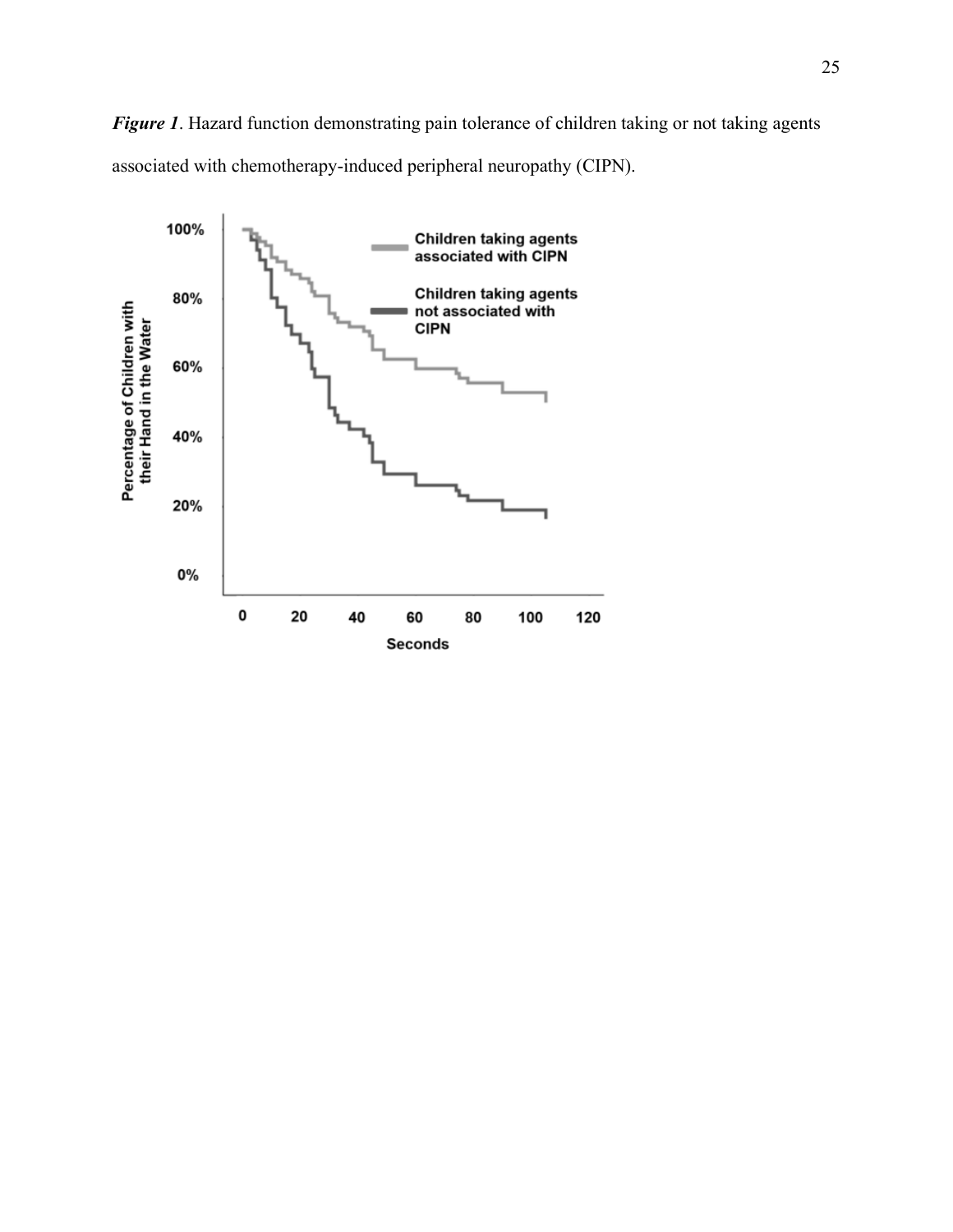*Figure 1*. Hazard function demonstrating pain tolerance of children taking or not taking agents associated with chemotherapy-induced peripheral neuropathy (CIPN).

Children taking agents associated with CIPN

Children taking agents not associated with CIPN

Percentage of Children with their Hand in the Water

100%
80%
60%
40%
20%
0%

0
20
40
60
80
100
120

Seconds